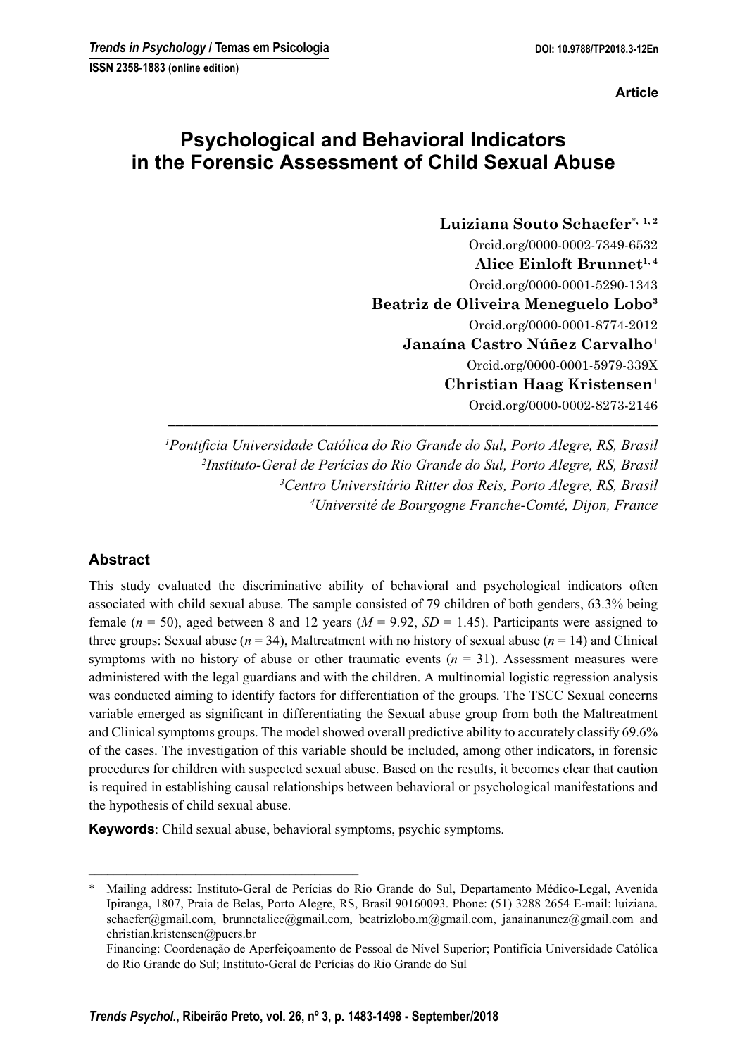Article

# Psychological and Behavioral Indicators in the Forensic Assessment of Child Sexual Abuse

**Luiziana Souto Schaefer**[*, 1, 2]
Orcid.org/0000-0002-7349-6532
**Alice Einloft Brunnet**[1, 4]
Orcid.org/0000-0001-5290-1343
**Beatriz de Oliveira Meneguelo Lobo**[3]
Orcid.org/0000-0001-8774-2012
**Janaína Castro Núñez Carvalho**[1]
Orcid.org/0000-0001-5979-339X
**Christian Haag Kristensen**[1]
Orcid.org/0000-0002-8273-2146

*[1]Pontifícia Universidade Católica do Rio Grande do Sul, Porto Alegre, RS, Brasil*
*[2]Instituto-Geral de Perícias do Rio Grande do Sul, Porto Alegre, RS, Brasil*
*[3]Centro Universitário Ritter dos Reis, Porto Alegre, RS, Brasil*
*[4]Université de Bourgogne Franche-Comté, Dijon, France*

## Abstract

This study evaluated the discriminative ability of behavioral and psychological indicators often associated with child sexual abuse. The sample consisted of 79 children of both genders, 63.3% being female ($n$ = 50), aged between 8 and 12 years ($M$ = 9.92, $SD$ = 1.45). Participants were assigned to three groups: Sexual abuse ($n$ = 34), Maltreatment with no history of sexual abuse ($n$ = 14) and Clinical symptoms with no history of abuse or other traumatic events ($n$ = 31). Assessment measures were administered with the legal guardians and with the children. A multinomial logistic regression analysis was conducted aiming to identify factors for differentiation of the groups. The TSCC Sexual concerns variable emerged as significant in differentiating the Sexual abuse group from both the Maltreatment and Clinical symptoms groups. The model showed overall predictive ability to accurately classify 69.6% of the cases. The investigation of this variable should be included, among other indicators, in forensic procedures for children with suspected sexual abuse. Based on the results, it becomes clear that caution is required in establishing causal relationships between behavioral or psychological manifestations and the hypothesis of child sexual abuse.

**Keywords**: Child sexual abuse, behavioral symptoms, psychic symptoms.

---

\* Mailing address: Instituto-Geral de Perícias do Rio Grande do Sul, Departamento Médico-Legal, Avenida Ipiranga, 1807, Praia de Belas, Porto Alegre, RS, Brasil 90160093. Phone: (51) 3288 2654 E-mail: luiziana.schaefer@gmail.com, brunnetalice@gmail.com, beatrizlobo.m@gmail.com, janainanunez@gmail.com and christian.kristensen@pucrs.br

Financing: Coordenação de Aperfeiçoamento de Pessoal de Nível Superior; Pontifícia Universidade Católica do Rio Grande do Sul; Instituto-Geral de Perícias do Rio Grande do Sul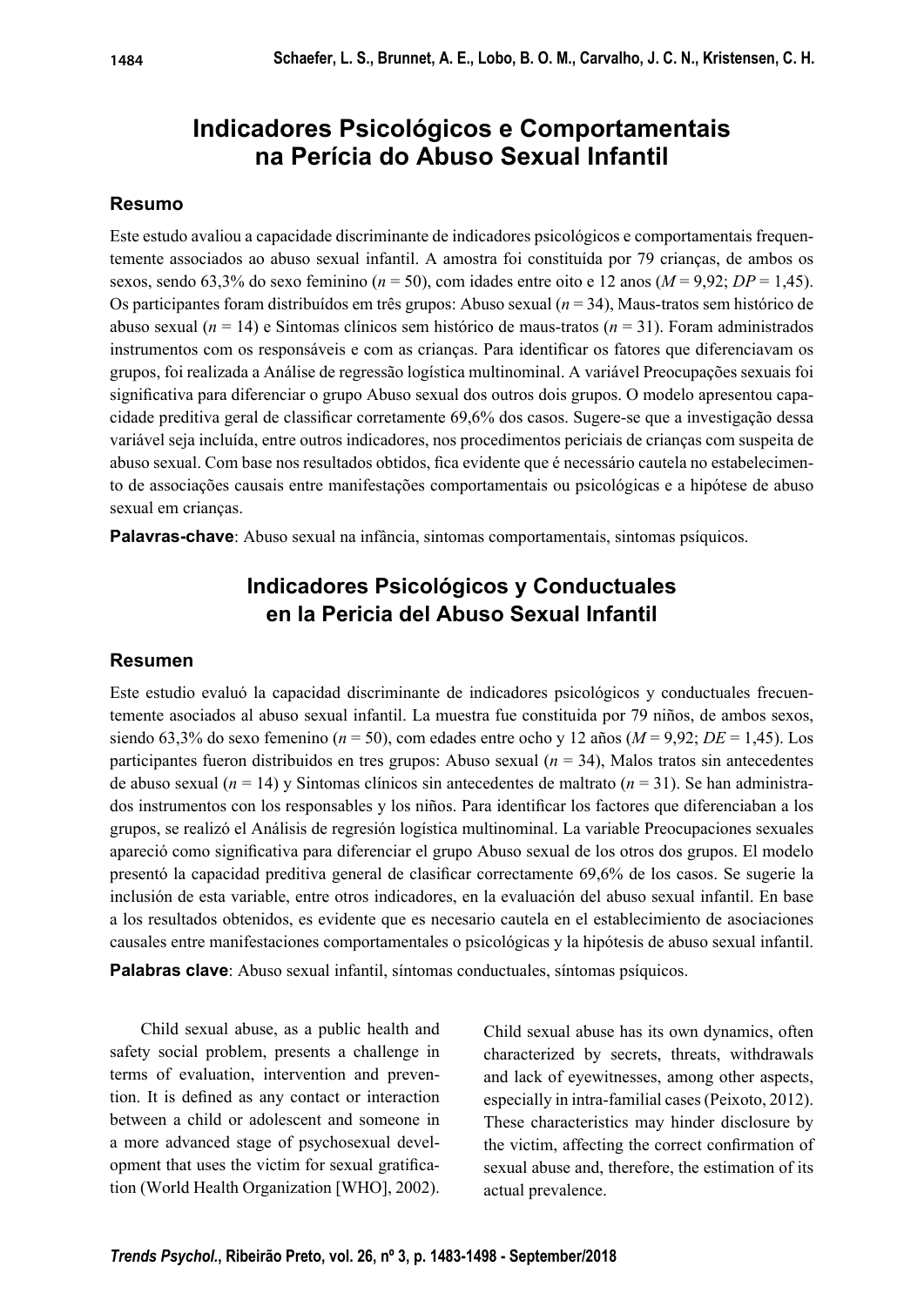# Indicadores Psicológicos e Comportamentais na Perícia do Abuso Sexual Infantil

## Resumo

Este estudo avaliou a capacidade discriminante de indicadores psicológicos e comportamentais frequentemente associados ao abuso sexual infantil. A amostra foi constituída por 79 crianças, de ambos os sexos, sendo 63,3% do sexo feminino (*n* = 50), com idades entre oito e 12 anos (*M* = 9,92; *DP* = 1,45). Os participantes foram distribuídos em três grupos: Abuso sexual (*n* = 34), Maus-tratos sem histórico de abuso sexual (*n* = 14) e Sintomas clínicos sem histórico de maus-tratos (*n* = 31). Foram administrados instrumentos com os responsáveis e com as crianças. Para identificar os fatores que diferenciavam os grupos, foi realizada a Análise de regressão logística multinominal. A variável Preocupações sexuais foi significativa para diferenciar o grupo Abuso sexual dos outros dois grupos. O modelo apresentou capacidade preditiva geral de classificar corretamente 69,6% dos casos. Sugere-se que a investigação dessa variável seja incluída, entre outros indicadores, nos procedimentos periciais de crianças com suspeita de abuso sexual. Com base nos resultados obtidos, fica evidente que é necessário cautela no estabelecimento de associações causais entre manifestações comportamentais ou psicológicas e a hipótese de abuso sexual em crianças.

**Palavras-chave**: Abuso sexual na infância, sintomas comportamentais, sintomas psíquicos.

# Indicadores Psicológicos y Conductuales en la Pericia del Abuso Sexual Infantil

## Resumen

Este estudio evaluó la capacidad discriminante de indicadores psicológicos y conductuales frecuentemente asociados al abuso sexual infantil. La muestra fue constituida por 79 niños, de ambos sexos, siendo 63,3% do sexo femenino (*n* = 50), com edades entre ocho y 12 años (*M* = 9,92; *DE* = 1,45). Los participantes fueron distribuidos en tres grupos: Abuso sexual (*n* = 34), Malos tratos sin antecedentes de abuso sexual (*n* = 14) y Sintomas clínicos sin antecedentes de maltrato (*n* = 31). Se han administrados instrumentos con los responsables y los niños. Para identificar los factores que diferenciaban a los grupos, se realizó el Análisis de regresión logística multinominal. La variable Preocupaciones sexuales apareció como significativa para diferenciar el grupo Abuso sexual de los otros dos grupos. El modelo presentó la capacidad preditiva general de clasificar correctamente 69,6% de los casos. Se sugerie la inclusión de esta variable, entre otros indicadores, en la evaluación del abuso sexual infantil. En base a los resultados obtenidos, es evidente que es necesario cautela en el establecimiento de asociaciones causales entre manifestaciones comportamentales o psicológicas y la hipótesis de abuso sexual infantil.

**Palabras clave**: Abuso sexual infantil, síntomas conductuales, síntomas psíquicos.

Child sexual abuse, as a public health and safety social problem, presents a challenge in terms of evaluation, intervention and prevention. It is defined as any contact or interaction between a child or adolescent and someone in a more advanced stage of psychosexual development that uses the victim for sexual gratification (World Health Organization [WHO], 2002). Child sexual abuse has its own dynamics, often characterized by secrets, threats, withdrawals and lack of eyewitnesses, among other aspects, especially in intra-familial cases (Peixoto, 2012). These characteristics may hinder disclosure by the victim, affecting the correct confirmation of sexual abuse and, therefore, the estimation of its actual prevalence.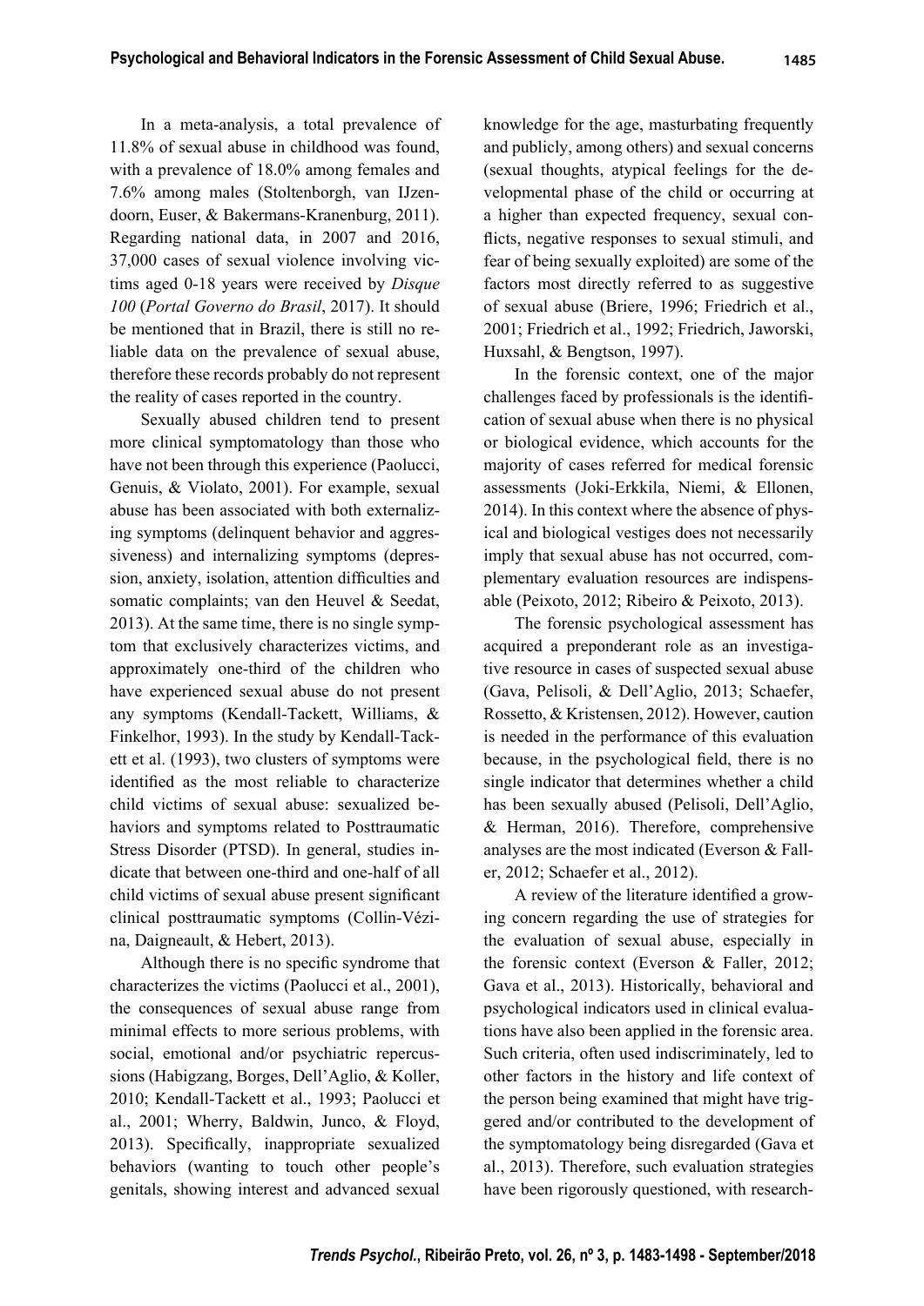In a meta-analysis, a total prevalence of 11.8% of sexual abuse in childhood was found, with a prevalence of 18.0% among females and 7.6% among males (Stoltenborgh, van IJzendoorn, Euser, & Bakermans-Kranenburg, 2011). Regarding national data, in 2007 and 2016, 37,000 cases of sexual violence involving victims aged 0-18 years were received by *Disque 100* (*Portal Governo do Brasil*, 2017). It should be mentioned that in Brazil, there is still no reliable data on the prevalence of sexual abuse, therefore these records probably do not represent the reality of cases reported in the country.

Sexually abused children tend to present more clinical symptomatology than those who have not been through this experience (Paolucci, Genuis, & Violato, 2001). For example, sexual abuse has been associated with both externalizing symptoms (delinquent behavior and aggressiveness) and internalizing symptoms (depression, anxiety, isolation, attention difficulties and somatic complaints; van den Heuvel & Seedat, 2013). At the same time, there is no single symptom that exclusively characterizes victims, and approximately one-third of the children who have experienced sexual abuse do not present any symptoms (Kendall-Tackett, Williams, & Finkelhor, 1993). In the study by Kendall-Tackett et al. (1993), two clusters of symptoms were identified as the most reliable to characterize child victims of sexual abuse: sexualized behaviors and symptoms related to Posttraumatic Stress Disorder (PTSD). In general, studies indicate that between one-third and one-half of all child victims of sexual abuse present significant clinical posttraumatic symptoms (Collin-Vézina, Daigneault, & Hebert, 2013).

Although there is no specific syndrome that characterizes the victims (Paolucci et al., 2001), the consequences of sexual abuse range from minimal effects to more serious problems, with social, emotional and/or psychiatric repercussions (Habigzang, Borges, Dell'Aglio, & Koller, 2010; Kendall-Tackett et al., 1993; Paolucci et al., 2001; Wherry, Baldwin, Junco, & Floyd, 2013). Specifically, inappropriate sexualized behaviors (wanting to touch other people's genitals, showing interest and advanced sexual knowledge for the age, masturbating frequently and publicly, among others) and sexual concerns (sexual thoughts, atypical feelings for the developmental phase of the child or occurring at a higher than expected frequency, sexual conflicts, negative responses to sexual stimuli, and fear of being sexually exploited) are some of the factors most directly referred to as suggestive of sexual abuse (Briere, 1996; Friedrich et al., 2001; Friedrich et al., 1992; Friedrich, Jaworski, Huxsahl, & Bengtson, 1997).

In the forensic context, one of the major challenges faced by professionals is the identification of sexual abuse when there is no physical or biological evidence, which accounts for the majority of cases referred for medical forensic assessments (Joki-Erkkila, Niemi, & Ellonen, 2014). In this context where the absence of physical and biological vestiges does not necessarily imply that sexual abuse has not occurred, complementary evaluation resources are indispensable (Peixoto, 2012; Ribeiro & Peixoto, 2013).

The forensic psychological assessment has acquired a preponderant role as an investigative resource in cases of suspected sexual abuse (Gava, Pelisoli, & Dell'Aglio, 2013; Schaefer, Rossetto, & Kristensen, 2012). However, caution is needed in the performance of this evaluation because, in the psychological field, there is no single indicator that determines whether a child has been sexually abused (Pelisoli, Dell'Aglio, & Herman, 2016). Therefore, comprehensive analyses are the most indicated (Everson & Faller, 2012; Schaefer et al., 2012).

A review of the literature identified a growing concern regarding the use of strategies for the evaluation of sexual abuse, especially in the forensic context (Everson & Faller, 2012; Gava et al., 2013). Historically, behavioral and psychological indicators used in clinical evaluations have also been applied in the forensic area. Such criteria, often used indiscriminately, led to other factors in the history and life context of the person being examined that might have triggered and/or contributed to the development of the symptomatology being disregarded (Gava et al., 2013). Therefore, such evaluation strategies have been rigorously questioned, with research-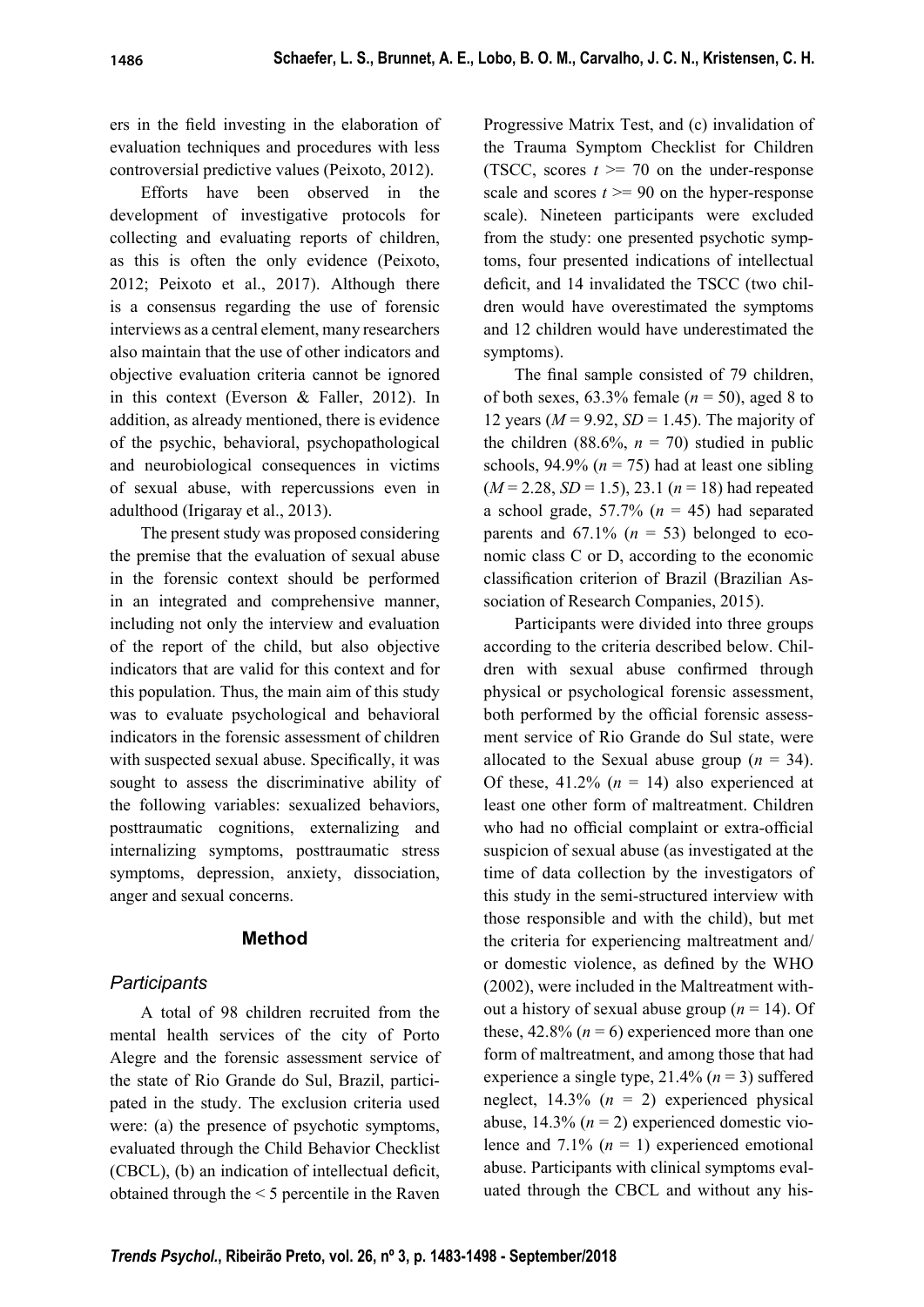ers in the field investing in the elaboration of evaluation techniques and procedures with less controversial predictive values (Peixoto, 2012).

Efforts have been observed in the development of investigative protocols for collecting and evaluating reports of children, as this is often the only evidence (Peixoto, 2012; Peixoto et al., 2017). Although there is a consensus regarding the use of forensic interviews as a central element, many researchers also maintain that the use of other indicators and objective evaluation criteria cannot be ignored in this context (Everson & Faller, 2012). In addition, as already mentioned, there is evidence of the psychic, behavioral, psychopathological and neurobiological consequences in victims of sexual abuse, with repercussions even in adulthood (Irigaray et al., 2013).

The present study was proposed considering the premise that the evaluation of sexual abuse in the forensic context should be performed in an integrated and comprehensive manner, including not only the interview and evaluation of the report of the child, but also objective indicators that are valid for this context and for this population. Thus, the main aim of this study was to evaluate psychological and behavioral indicators in the forensic assessment of children with suspected sexual abuse. Specifically, it was sought to assess the discriminative ability of the following variables: sexualized behaviors, posttraumatic cognitions, externalizing and internalizing symptoms, posttraumatic stress symptoms, depression, anxiety, dissociation, anger and sexual concerns.

## Method

### *Participants*

A total of 98 children recruited from the mental health services of the city of Porto Alegre and the forensic assessment service of the state of Rio Grande do Sul, Brazil, participated in the study. The exclusion criteria used were: (a) the presence of psychotic symptoms, evaluated through the Child Behavior Checklist (CBCL), (b) an indication of intellectual deficit, obtained through the < 5 percentile in the Raven Progressive Matrix Test, and (c) invalidation of the Trauma Symptom Checklist for Children (TSCC, scores $t >= 70$ on the under-response scale and scores $t >= 90$ on the hyper-response scale). Nineteen participants were excluded from the study: one presented psychotic symptoms, four presented indications of intellectual deficit, and 14 invalidated the TSCC (two children would have overestimated the symptoms and 12 children would have underestimated the symptoms).

The final sample consisted of 79 children, of both sexes, 63.3% female ($n = 50$), aged 8 to 12 years ($M = 9.92$, $SD = 1.45$). The majority of the children (88.6%, $n = 70$) studied in public schools, 94.9% ($n = 75$) had at least one sibling ($M = 2.28$, $SD = 1.5$), 23.1 ($n = 18$) had repeated a school grade, 57.7% ($n = 45$) had separated parents and 67.1% ($n = 53$) belonged to economic class C or D, according to the economic classification criterion of Brazil (Brazilian Association of Research Companies, 2015).

Participants were divided into three groups according to the criteria described below. Children with sexual abuse confirmed through physical or psychological forensic assessment, both performed by the official forensic assessment service of Rio Grande do Sul state, were allocated to the Sexual abuse group ($n = 34$). Of these, 41.2% ($n = 14$) also experienced at least one other form of maltreatment. Children who had no official complaint or extra-official suspicion of sexual abuse (as investigated at the time of data collection by the investigators of this study in the semi-structured interview with those responsible and with the child), but met the criteria for experiencing maltreatment and/or domestic violence, as defined by the WHO (2002), were included in the Maltreatment without a history of sexual abuse group ($n = 14$). Of these, 42.8% ($n = 6$) experienced more than one form of maltreatment, and among those that had experience a single type, 21.4% ($n = 3$) suffered neglect, 14.3% ($n = 2$) experienced physical abuse, 14.3% ($n = 2$) experienced domestic violence and 7.1% ($n = 1$) experienced emotional abuse. Participants with clinical symptoms evaluated through the CBCL and without any his-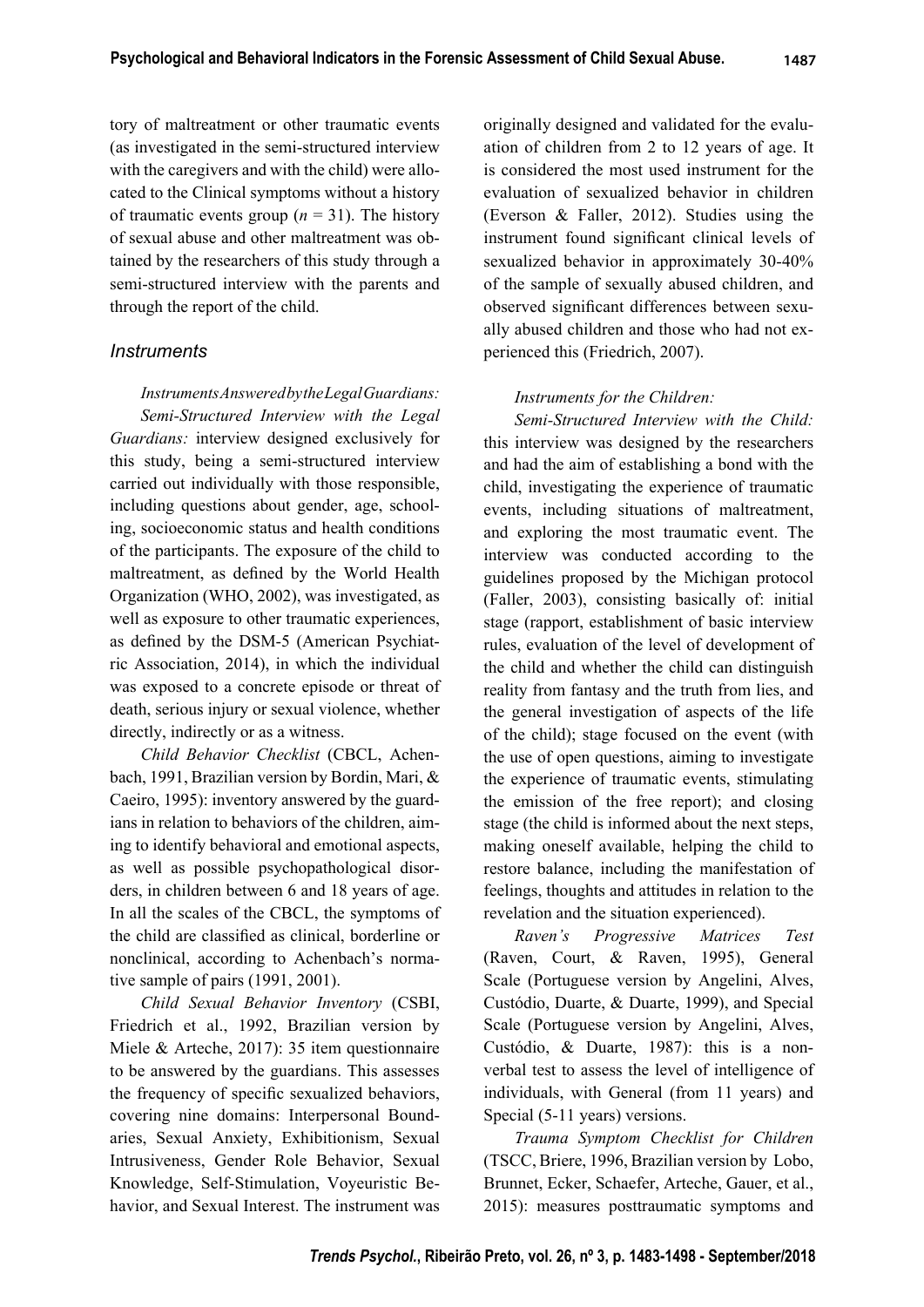tory of maltreatment or other traumatic events (as investigated in the semi-structured interview with the caregivers and with the child) were allocated to the Clinical symptoms without a history of traumatic events group ($n$ = 31). The history of sexual abuse and other maltreatment was obtained by the researchers of this study through a semi-structured interview with the parents and through the report of the child.

### Instruments

*Instruments Answered by the Legal Guardians:*

*Semi-Structured Interview with the Legal Guardians:* interview designed exclusively for this study, being a semi-structured interview carried out individually with those responsible, including questions about gender, age, schooling, socioeconomic status and health conditions of the participants. The exposure of the child to maltreatment, as defined by the World Health Organization (WHO, 2002), was investigated, as well as exposure to other traumatic experiences, as defined by the DSM-5 (American Psychiatric Association, 2014), in which the individual was exposed to a concrete episode or threat of death, serious injury or sexual violence, whether directly, indirectly or as a witness.

*Child Behavior Checklist* (CBCL, Achenbach, 1991, Brazilian version by Bordin, Mari, & Caeiro, 1995): inventory answered by the guardians in relation to behaviors of the children, aiming to identify behavioral and emotional aspects, as well as possible psychopathological disorders, in children between 6 and 18 years of age. In all the scales of the CBCL, the symptoms of the child are classified as clinical, borderline or nonclinical, according to Achenbach's normative sample of pairs (1991, 2001).

*Child Sexual Behavior Inventory* (CSBI, Friedrich et al., 1992, Brazilian version by Miele & Arteche, 2017): 35 item questionnaire to be answered by the guardians. This assesses the frequency of specific sexualized behaviors, covering nine domains: Interpersonal Boundaries, Sexual Anxiety, Exhibitionism, Sexual Intrusiveness, Gender Role Behavior, Sexual Knowledge, Self-Stimulation, Voyeuristic Behavior, and Sexual Interest. The instrument was originally designed and validated for the evaluation of children from 2 to 12 years of age. It is considered the most used instrument for the evaluation of sexualized behavior in children (Everson & Faller, 2012). Studies using the instrument found significant clinical levels of sexualized behavior in approximately 30-40% of the sample of sexually abused children, and observed significant differences between sexually abused children and those who had not experienced this (Friedrich, 2007).

*Instruments for the Children:*

*Semi-Structured Interview with the Child:* this interview was designed by the researchers and had the aim of establishing a bond with the child, investigating the experience of traumatic events, including situations of maltreatment, and exploring the most traumatic event. The interview was conducted according to the guidelines proposed by the Michigan protocol (Faller, 2003), consisting basically of: initial stage (rapport, establishment of basic interview rules, evaluation of the level of development of the child and whether the child can distinguish reality from fantasy and the truth from lies, and the general investigation of aspects of the life of the child); stage focused on the event (with the use of open questions, aiming to investigate the experience of traumatic events, stimulating the emission of the free report); and closing stage (the child is informed about the next steps, making oneself available, helping the child to restore balance, including the manifestation of feelings, thoughts and attitudes in relation to the revelation and the situation experienced).

*Raven's Progressive Matrices Test* (Raven, Court, & Raven, 1995), General Scale (Portuguese version by Angelini, Alves, Custódio, Duarte, & Duarte, 1999), and Special Scale (Portuguese version by Angelini, Alves, Custódio, & Duarte, 1987): this is a nonverbal test to assess the level of intelligence of individuals, with General (from 11 years) and Special (5-11 years) versions.

*Trauma Symptom Checklist for Children* (TSCC, Briere, 1996, Brazilian version by Lobo, Brunnet, Ecker, Schaefer, Arteche, Gauer, et al., 2015): measures posttraumatic symptoms and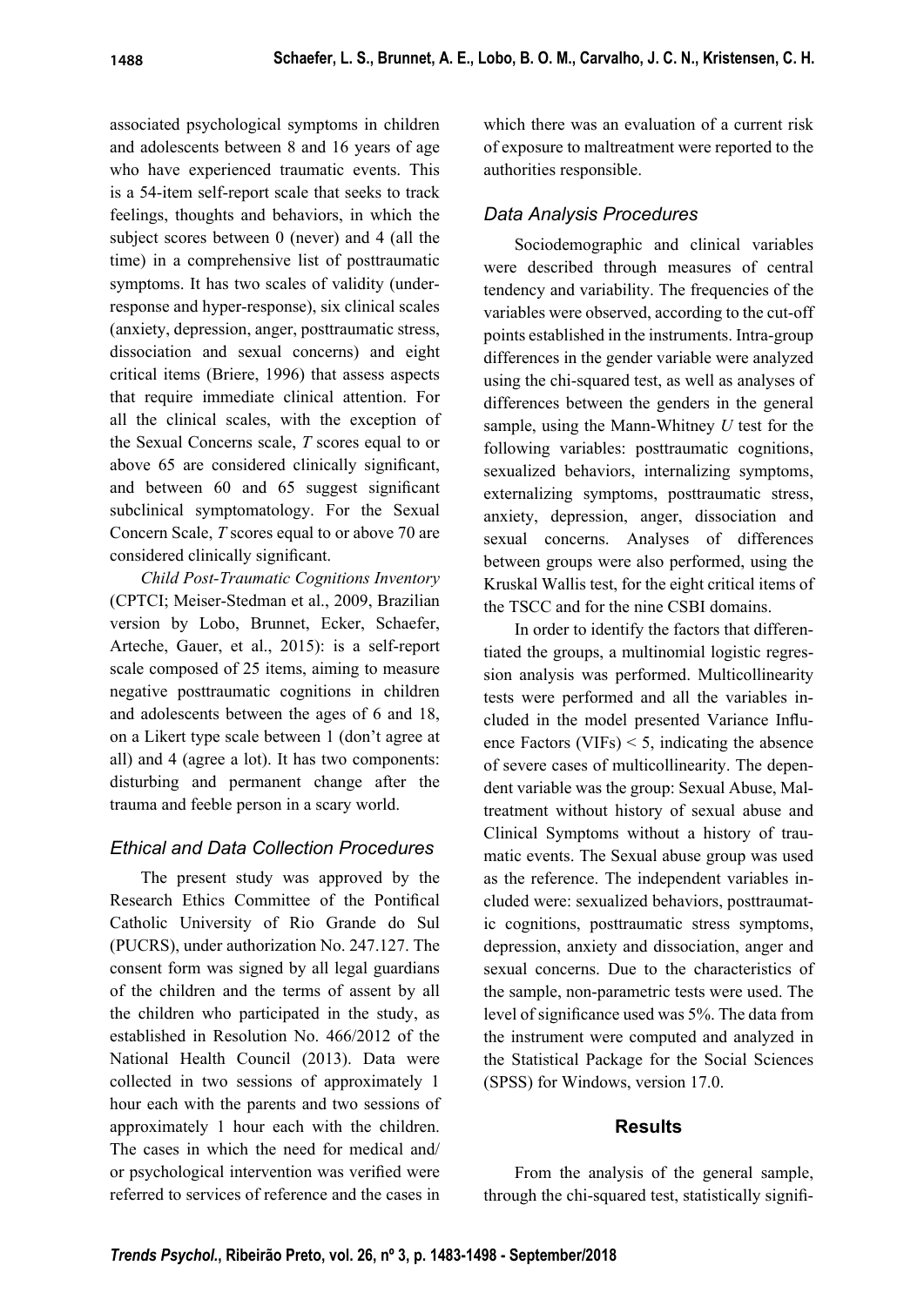associated psychological symptoms in children and adolescents between 8 and 16 years of age who have experienced traumatic events. This is a 54-item self-report scale that seeks to track feelings, thoughts and behaviors, in which the subject scores between 0 (never) and 4 (all the time) in a comprehensive list of posttraumatic symptoms. It has two scales of validity (under-response and hyper-response), six clinical scales (anxiety, depression, anger, posttraumatic stress, dissociation and sexual concerns) and eight critical items (Briere, 1996) that assess aspects that require immediate clinical attention. For all the clinical scales, with the exception of the Sexual Concerns scale, *T* scores equal to or above 65 are considered clinically significant, and between 60 and 65 suggest significant subclinical symptomatology. For the Sexual Concern Scale, *T* scores equal to or above 70 are considered clinically significant.

*Child Post-Traumatic Cognitions Inventory* (CPTCI; Meiser-Stedman et al., 2009, Brazilian version by Lobo, Brunnet, Ecker, Schaefer, Arteche, Gauer, et al., 2015): is a self-report scale composed of 25 items, aiming to measure negative posttraumatic cognitions in children and adolescents between the ages of 6 and 18, on a Likert type scale between 1 (don't agree at all) and 4 (agree a lot). It has two components: disturbing and permanent change after the trauma and feeble person in a scary world.

## Ethical and Data Collection Procedures

The present study was approved by the Research Ethics Committee of the Pontifical Catholic University of Rio Grande do Sul (PUCRS), under authorization No. 247.127. The consent form was signed by all legal guardians of the children and the terms of assent by all the children who participated in the study, as established in Resolution No. 466/2012 of the National Health Council (2013). Data were collected in two sessions of approximately 1 hour each with the parents and two sessions of approximately 1 hour each with the children. The cases in which the need for medical and/or psychological intervention was verified were referred to services of reference and the cases in which there was an evaluation of a current risk of exposure to maltreatment were reported to the authorities responsible.

## Data Analysis Procedures

Sociodemographic and clinical variables were described through measures of central tendency and variability. The frequencies of the variables were observed, according to the cut-off points established in the instruments. Intra-group differences in the gender variable were analyzed using the chi-squared test, as well as analyses of differences between the genders in the general sample, using the Mann-Whitney *U* test for the following variables: posttraumatic cognitions, sexualized behaviors, internalizing symptoms, externalizing symptoms, posttraumatic stress, anxiety, depression, anger, dissociation and sexual concerns. Analyses of differences between groups were also performed, using the Kruskal Wallis test, for the eight critical items of the TSCC and for the nine CSBI domains.

In order to identify the factors that differentiated the groups, a multinomial logistic regression analysis was performed. Multicollinearity tests were performed and all the variables included in the model presented Variance Influence Factors (VIFs) < 5, indicating the absence of severe cases of multicollinearity. The dependent variable was the group: Sexual Abuse, Maltreatment without history of sexual abuse and Clinical Symptoms without a history of traumatic events. The Sexual abuse group was used as the reference. The independent variables included were: sexualized behaviors, posttraumatic cognitions, posttraumatic stress symptoms, depression, anxiety and dissociation, anger and sexual concerns. Due to the characteristics of the sample, non-parametric tests were used. The level of significance used was 5%. The data from the instrument were computed and analyzed in the Statistical Package for the Social Sciences (SPSS) for Windows, version 17.0.

# Results

From the analysis of the general sample, through the chi-squared test, statistically signifi-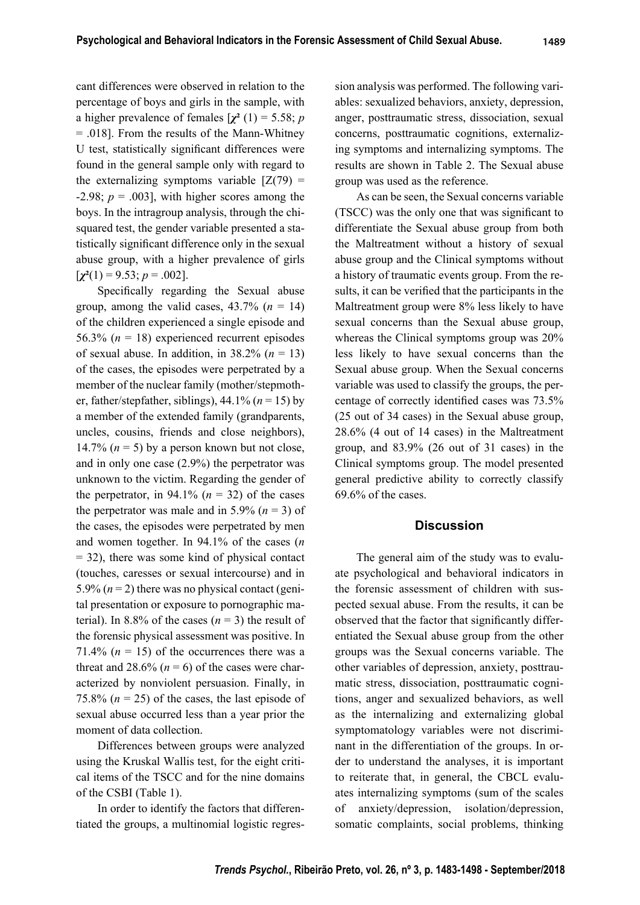cant differences were observed in relation to the percentage of boys and girls in the sample, with a higher prevalence of females [$\chi^2$ (1) = 5.58; $p$ = .018]. From the results of the Mann-Whitney U test, statistically significant differences were found in the general sample only with regard to the externalizing symptoms variable [$Z(79)$ = -2.98; $p$ = .003], with higher scores among the boys. In the intragroup analysis, through the chi-squared test, the gender variable presented a statistically significant difference only in the sexual abuse group, with a higher prevalence of girls [$\chi^2(1)$ = 9.53; $p$ = .002].

Specifically regarding the Sexual abuse group, among the valid cases, 43.7% ($n$ = 14) of the children experienced a single episode and 56.3% ($n$ = 18) experienced recurrent episodes of sexual abuse. In addition, in 38.2% ($n$ = 13) of the cases, the episodes were perpetrated by a member of the nuclear family (mother/stepmother, father/stepfather, siblings), 44.1% ($n$ = 15) by a member of the extended family (grandparents, uncles, cousins, friends and close neighbors), 14.7% ($n$ = 5) by a person known but not close, and in only one case (2.9%) the perpetrator was unknown to the victim. Regarding the gender of the perpetrator, in 94.1% ($n$ = 32) of the cases the perpetrator was male and in 5.9% ($n$ = 3) of the cases, the episodes were perpetrated by men and women together. In 94.1% of the cases ($n$ = 32), there was some kind of physical contact (touches, caresses or sexual intercourse) and in 5.9% ($n$ = 2) there was no physical contact (genital presentation or exposure to pornographic material). In 8.8% of the cases ($n$ = 3) the result of the forensic physical assessment was positive. In 71.4% ($n$ = 15) of the occurrences there was a threat and 28.6% ($n$ = 6) of the cases were characterized by nonviolent persuasion. Finally, in 75.8% ($n$ = 25) of the cases, the last episode of sexual abuse occurred less than a year prior the moment of data collection.

Differences between groups were analyzed using the Kruskal Wallis test, for the eight critical items of the TSCC and for the nine domains of the CSBI (Table 1).

In order to identify the factors that differentiated the groups, a multinomial logistic regression analysis was performed. The following variables: sexualized behaviors, anxiety, depression, anger, posttraumatic stress, dissociation, sexual concerns, posttraumatic cognitions, externalizing symptoms and internalizing symptoms. The results are shown in Table 2. The Sexual abuse group was used as the reference.

As can be seen, the Sexual concerns variable (TSCC) was the only one that was significant to differentiate the Sexual abuse group from both the Maltreatment without a history of sexual abuse group and the Clinical symptoms without a history of traumatic events group. From the results, it can be verified that the participants in the Maltreatment group were 8% less likely to have sexual concerns than the Sexual abuse group, whereas the Clinical symptoms group was 20% less likely to have sexual concerns than the Sexual abuse group. When the Sexual concerns variable was used to classify the groups, the percentage of correctly identified cases was 73.5% (25 out of 34 cases) in the Sexual abuse group, 28.6% (4 out of 14 cases) in the Maltreatment group, and 83.9% (26 out of 31 cases) in the Clinical symptoms group. The model presented general predictive ability to correctly classify 69.6% of the cases.

## Discussion

The general aim of the study was to evaluate psychological and behavioral indicators in the forensic assessment of children with suspected sexual abuse. From the results, it can be observed that the factor that significantly differentiated the Sexual abuse group from the other groups was the Sexual concerns variable. The other variables of depression, anxiety, posttraumatic stress, dissociation, posttraumatic cognitions, anger and sexualized behaviors, as well as the internalizing and externalizing global symptomatology variables were not discriminant in the differentiation of the groups. In order to understand the analyses, it is important to reiterate that, in general, the CBCL evaluates internalizing symptoms (sum of the scales of anxiety/depression, isolation/depression, somatic complaints, social problems, thinking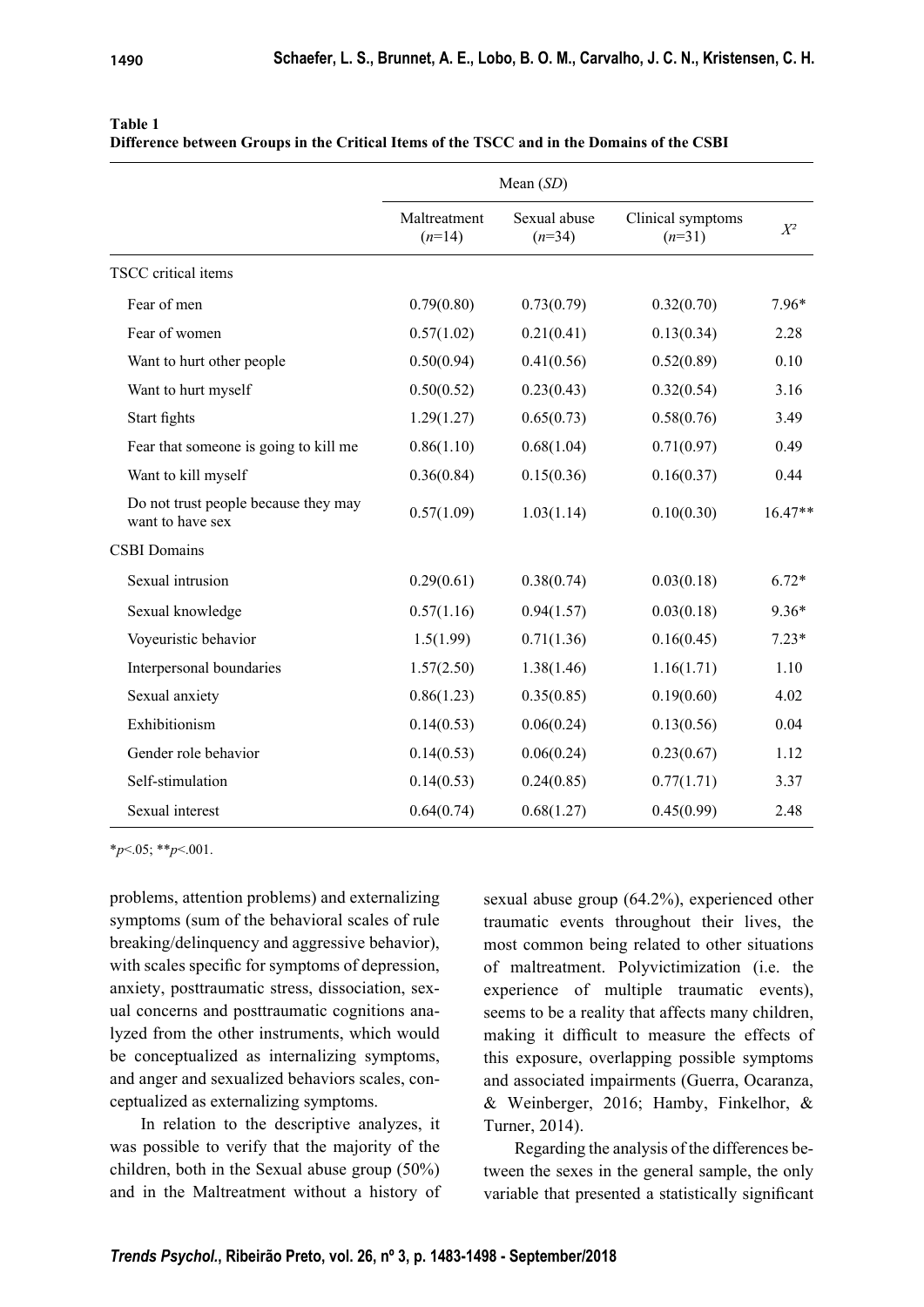**Table 1**
**Difference between Groups in the Critical Items of the TSCC and in the Domains of the CSBI**

| | Mean (*SD*) | | | |
|---|---|---|---|---|
| | Maltreatment (*n*=14) | Sexual abuse (*n*=34) | Clinical symptoms (*n*=31) | $X^2$ |
| TSCC critical items | | | | |
| Fear of men | 0.79(0.80) | 0.73(0.79) | 0.32(0.70) | 7.96* |
| Fear of women | 0.57(1.02) | 0.21(0.41) | 0.13(0.34) | 2.28 |
| Want to hurt other people | 0.50(0.94) | 0.41(0.56) | 0.52(0.89) | 0.10 |
| Want to hurt myself | 0.50(0.52) | 0.23(0.43) | 0.32(0.54) | 3.16 |
| Start fights | 1.29(1.27) | 0.65(0.73) | 0.58(0.76) | 3.49 |
| Fear that someone is going to kill me | 0.86(1.10) | 0.68(1.04) | 0.71(0.97) | 0.49 |
| Want to kill myself | 0.36(0.84) | 0.15(0.36) | 0.16(0.37) | 0.44 |
| Do not trust people because they may want to have sex | 0.57(1.09) | 1.03(1.14) | 0.10(0.30) | 16.47** |
| CSBI Domains | | | | |
| Sexual intrusion | 0.29(0.61) | 0.38(0.74) | 0.03(0.18) | 6.72* |
| Sexual knowledge | 0.57(1.16) | 0.94(1.57) | 0.03(0.18) | 9.36* |
| Voyeuristic behavior | 1.5(1.99) | 0.71(1.36) | 0.16(0.45) | 7.23* |
| Interpersonal boundaries | 1.57(2.50) | 1.38(1.46) | 1.16(1.71) | 1.10 |
| Sexual anxiety | 0.86(1.23) | 0.35(0.85) | 0.19(0.60) | 4.02 |
| Exhibitionism | 0.14(0.53) | 0.06(0.24) | 0.13(0.56) | 0.04 |
| Gender role behavior | 0.14(0.53) | 0.06(0.24) | 0.23(0.67) | 1.12 |
| Self-stimulation | 0.14(0.53) | 0.24(0.85) | 0.77(1.71) | 3.37 |
| Sexual interest | 0.64(0.74) | 0.68(1.27) | 0.45(0.99) | 2.48 |

*$p$<.05; **$p$<.001.

problems, attention problems) and externalizing symptoms (sum of the behavioral scales of rule breaking/delinquency and aggressive behavior), with scales specific for symptoms of depression, anxiety, posttraumatic stress, dissociation, sexual concerns and posttraumatic cognitions analyzed from the other instruments, which would be conceptualized as internalizing symptoms, and anger and sexualized behaviors scales, conceptualized as externalizing symptoms.

In relation to the descriptive analyzes, it was possible to verify that the majority of the children, both in the Sexual abuse group (50%) and in the Maltreatment without a history of sexual abuse group (64.2%), experienced other traumatic events throughout their lives, the most common being related to other situations of maltreatment. Polyvictimization (i.e. the experience of multiple traumatic events), seems to be a reality that affects many children, making it difficult to measure the effects of this exposure, overlapping possible symptoms and associated impairments (Guerra, Ocaranza, & Weinberger, 2016; Hamby, Finkelhor, & Turner, 2014).

Regarding the analysis of the differences between the sexes in the general sample, the only variable that presented a statistically significant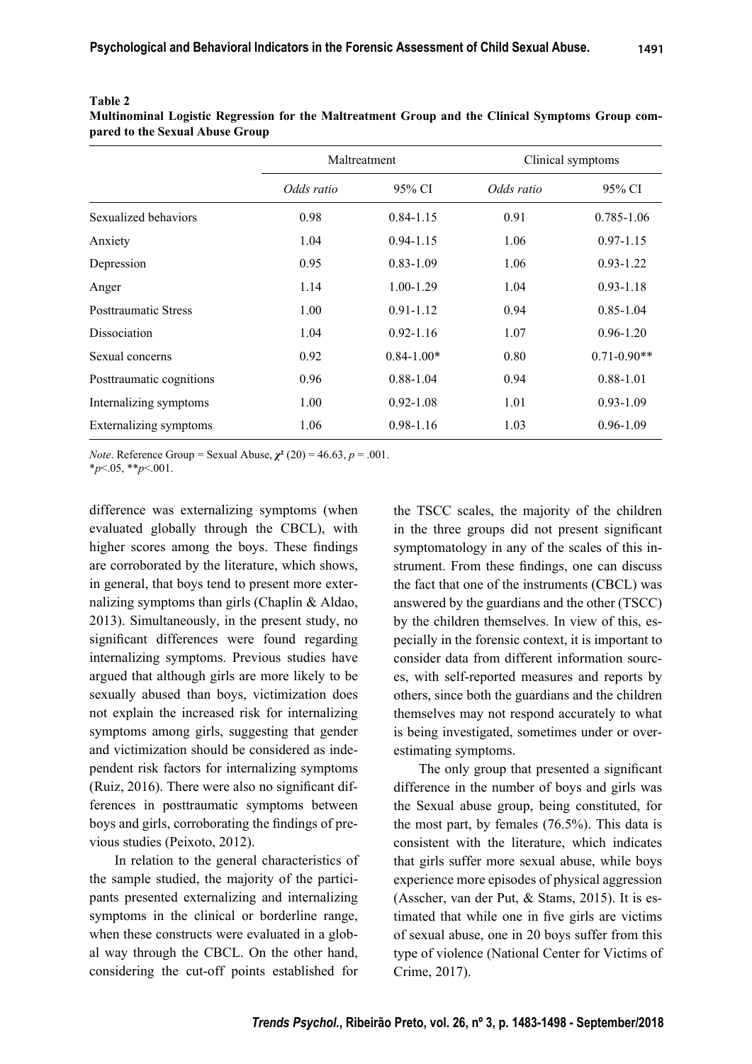**Table 2**
**Multinominal Logistic Regression for the Maltreatment Group and the Clinical Symptoms Group compared to the Sexual Abuse Group**

| | Maltreatment | | Clinical symptoms | |
|---|---|---|---|---|
| | *Odds ratio* | 95% CI | *Odds ratio* | 95% CI |
| Sexualized behaviors | 0.98 | 0.84-1.15 | 0.91 | 0.785-1.06 |
| Anxiety | 1.04 | 0.94-1.15 | 1.06 | 0.97-1.15 |
| Depression | 0.95 | 0.83-1.09 | 1.06 | 0.93-1.22 |
| Anger | 1.14 | 1.00-1.29 | 1.04 | 0.93-1.18 |
| Posttraumatic Stress | 1.00 | 0.91-1.12 | 0.94 | 0.85-1.04 |
| Dissociation | 1.04 | 0.92-1.16 | 1.07 | 0.96-1.20 |
| Sexual concerns | 0.92 | 0.84-1.00* | 0.80 | 0.71-0.90** |
| Posttraumatic cognitions | 0.96 | 0.88-1.04 | 0.94 | 0.88-1.01 |
| Internalizing symptoms | 1.00 | 0.92-1.08 | 1.01 | 0.93-1.09 |
| Externalizing symptoms | 1.06 | 0.98-1.16 | 1.03 | 0.96-1.09 |

*Note*. Reference Group = Sexual Abuse, $\chi^2$ (20) = 46.63, $p$ = .001.
*$p$<.05, **$p$<.001.

difference was externalizing symptoms (when evaluated globally through the CBCL), with higher scores among the boys. These findings are corroborated by the literature, which shows, in general, that boys tend to present more externalizing symptoms than girls (Chaplin & Aldao, 2013). Simultaneously, in the present study, no significant differences were found regarding internalizing symptoms. Previous studies have argued that although girls are more likely to be sexually abused than boys, victimization does not explain the increased risk for internalizing symptoms among girls, suggesting that gender and victimization should be considered as independent risk factors for internalizing symptoms (Ruiz, 2016). There were also no significant differences in posttraumatic symptoms between boys and girls, corroborating the findings of previous studies (Peixoto, 2012).

In relation to the general characteristics of the sample studied, the majority of the participants presented externalizing and internalizing symptoms in the clinical or borderline range, when these constructs were evaluated in a global way through the CBCL. On the other hand, considering the cut-off points established for the TSCC scales, the majority of the children in the three groups did not present significant symptomatology in any of the scales of this instrument. From these findings, one can discuss the fact that one of the instruments (CBCL) was answered by the guardians and the other (TSCC) by the children themselves. In view of this, especially in the forensic context, it is important to consider data from different information sources, with self-reported measures and reports by others, since both the guardians and the children themselves may not respond accurately to what is being investigated, sometimes under or overestimating symptoms.

The only group that presented a significant difference in the number of boys and girls was the Sexual abuse group, being constituted, for the most part, by females (76.5%). This data is consistent with the literature, which indicates that girls suffer more sexual abuse, while boys experience more episodes of physical aggression (Asscher, van der Put, & Stams, 2015). It is estimated that while one in five girls are victims of sexual abuse, one in 20 boys suffer from this type of violence (National Center for Victims of Crime, 2017).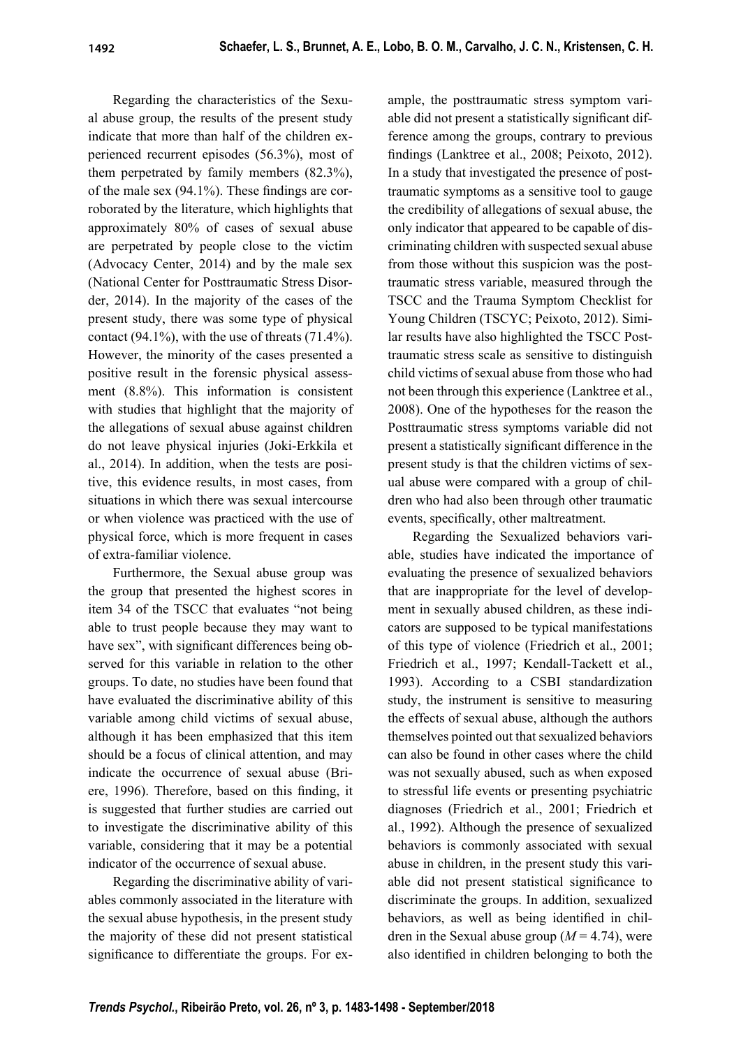Regarding the characteristics of the Sexual abuse group, the results of the present study indicate that more than half of the children experienced recurrent episodes (56.3%), most of them perpetrated by family members (82.3%), of the male sex (94.1%). These findings are corroborated by the literature, which highlights that approximately 80% of cases of sexual abuse are perpetrated by people close to the victim (Advocacy Center, 2014) and by the male sex (National Center for Posttraumatic Stress Disorder, 2014). In the majority of the cases of the present study, there was some type of physical contact (94.1%), with the use of threats (71.4%). However, the minority of the cases presented a positive result in the forensic physical assessment (8.8%). This information is consistent with studies that highlight that the majority of the allegations of sexual abuse against children do not leave physical injuries (Joki-Erkkila et al., 2014). In addition, when the tests are positive, this evidence results, in most cases, from situations in which there was sexual intercourse or when violence was practiced with the use of physical force, which is more frequent in cases of extra-familiar violence.

Furthermore, the Sexual abuse group was the group that presented the highest scores in item 34 of the TSCC that evaluates "not being able to trust people because they may want to have sex", with significant differences being observed for this variable in relation to the other groups. To date, no studies have been found that have evaluated the discriminative ability of this variable among child victims of sexual abuse, although it has been emphasized that this item should be a focus of clinical attention, and may indicate the occurrence of sexual abuse (Briere, 1996). Therefore, based on this finding, it is suggested that further studies are carried out to investigate the discriminative ability of this variable, considering that it may be a potential indicator of the occurrence of sexual abuse.

Regarding the discriminative ability of variables commonly associated in the literature with the sexual abuse hypothesis, in the present study the majority of these did not present statistical significance to differentiate the groups. For example, the posttraumatic stress symptom variable did not present a statistically significant difference among the groups, contrary to previous findings (Lanktree et al., 2008; Peixoto, 2012). In a study that investigated the presence of posttraumatic symptoms as a sensitive tool to gauge the credibility of allegations of sexual abuse, the only indicator that appeared to be capable of discriminating children with suspected sexual abuse from those without this suspicion was the posttraumatic stress variable, measured through the TSCC and the Trauma Symptom Checklist for Young Children (TSCYC; Peixoto, 2012). Similar results have also highlighted the TSCC Posttraumatic stress scale as sensitive to distinguish child victims of sexual abuse from those who had not been through this experience (Lanktree et al., 2008). One of the hypotheses for the reason the Posttraumatic stress symptoms variable did not present a statistically significant difference in the present study is that the children victims of sexual abuse were compared with a group of children who had also been through other traumatic events, specifically, other maltreatment.

Regarding the Sexualized behaviors variable, studies have indicated the importance of evaluating the presence of sexualized behaviors that are inappropriate for the level of development in sexually abused children, as these indicators are supposed to be typical manifestations of this type of violence (Friedrich et al., 2001; Friedrich et al., 1997; Kendall-Tackett et al., 1993). According to a CSBI standardization study, the instrument is sensitive to measuring the effects of sexual abuse, although the authors themselves pointed out that sexualized behaviors can also be found in other cases where the child was not sexually abused, such as when exposed to stressful life events or presenting psychiatric diagnoses (Friedrich et al., 2001; Friedrich et al., 1992). Although the presence of sexualized behaviors is commonly associated with sexual abuse in children, in the present study this variable did not present statistical significance to discriminate the groups. In addition, sexualized behaviors, as well as being identified in children in the Sexual abuse group ($M = 4.74$), were also identified in children belonging to both the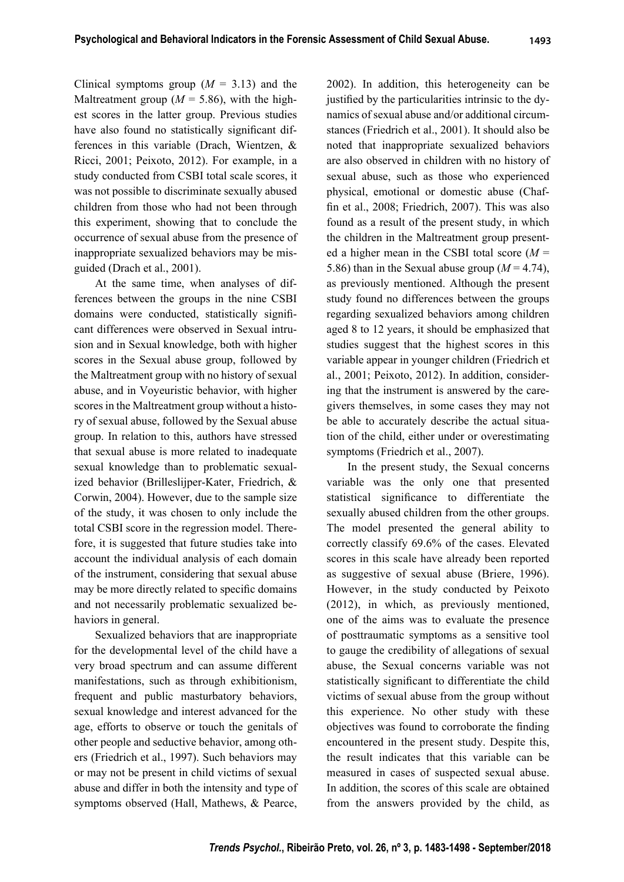Clinical symptoms group ($M$ = 3.13) and the Maltreatment group ($M$ = 5.86), with the highest scores in the latter group. Previous studies have also found no statistically significant differences in this variable (Drach, Wientzen, & Ricci, 2001; Peixoto, 2012). For example, in a study conducted from CSBI total scale scores, it was not possible to discriminate sexually abused children from those who had not been through this experiment, showing that to conclude the occurrence of sexual abuse from the presence of inappropriate sexualized behaviors may be misguided (Drach et al., 2001).

At the same time, when analyses of differences between the groups in the nine CSBI domains were conducted, statistically significant differences were observed in Sexual intrusion and in Sexual knowledge, both with higher scores in the Sexual abuse group, followed by the Maltreatment group with no history of sexual abuse, and in Voyeuristic behavior, with higher scores in the Maltreatment group without a history of sexual abuse, followed by the Sexual abuse group. In relation to this, authors have stressed that sexual abuse is more related to inadequate sexual knowledge than to problematic sexualized behavior (Brilleslijper-Kater, Friedrich, & Corwin, 2004). However, due to the sample size of the study, it was chosen to only include the total CSBI score in the regression model. Therefore, it is suggested that future studies take into account the individual analysis of each domain of the instrument, considering that sexual abuse may be more directly related to specific domains and not necessarily problematic sexualized behaviors in general.

Sexualized behaviors that are inappropriate for the developmental level of the child have a very broad spectrum and can assume different manifestations, such as through exhibitionism, frequent and public masturbatory behaviors, sexual knowledge and interest advanced for the age, efforts to observe or touch the genitals of other people and seductive behavior, among others (Friedrich et al., 1997). Such behaviors may or may not be present in child victims of sexual abuse and differ in both the intensity and type of symptoms observed (Hall, Mathews, & Pearce, 2002). In addition, this heterogeneity can be justified by the particularities intrinsic to the dynamics of sexual abuse and/or additional circumstances (Friedrich et al., 2001). It should also be noted that inappropriate sexualized behaviors are also observed in children with no history of sexual abuse, such as those who experienced physical, emotional or domestic abuse (Chaffin et al., 2008; Friedrich, 2007). This was also found as a result of the present study, in which the children in the Maltreatment group presented a higher mean in the CSBI total score ($M$ = 5.86) than in the Sexual abuse group ($M$ = 4.74), as previously mentioned. Although the present study found no differences between the groups regarding sexualized behaviors among children aged 8 to 12 years, it should be emphasized that studies suggest that the highest scores in this variable appear in younger children (Friedrich et al., 2001; Peixoto, 2012). In addition, considering that the instrument is answered by the caregivers themselves, in some cases they may not be able to accurately describe the actual situation of the child, either under or overestimating symptoms (Friedrich et al., 2007).

In the present study, the Sexual concerns variable was the only one that presented statistical significance to differentiate the sexually abused children from the other groups. The model presented the general ability to correctly classify 69.6% of the cases. Elevated scores in this scale have already been reported as suggestive of sexual abuse (Briere, 1996). However, in the study conducted by Peixoto (2012), in which, as previously mentioned, one of the aims was to evaluate the presence of posttraumatic symptoms as a sensitive tool to gauge the credibility of allegations of sexual abuse, the Sexual concerns variable was not statistically significant to differentiate the child victims of sexual abuse from the group without this experience. No other study with these objectives was found to corroborate the finding encountered in the present study. Despite this, the result indicates that this variable can be measured in cases of suspected sexual abuse. In addition, the scores of this scale are obtained from the answers provided by the child, as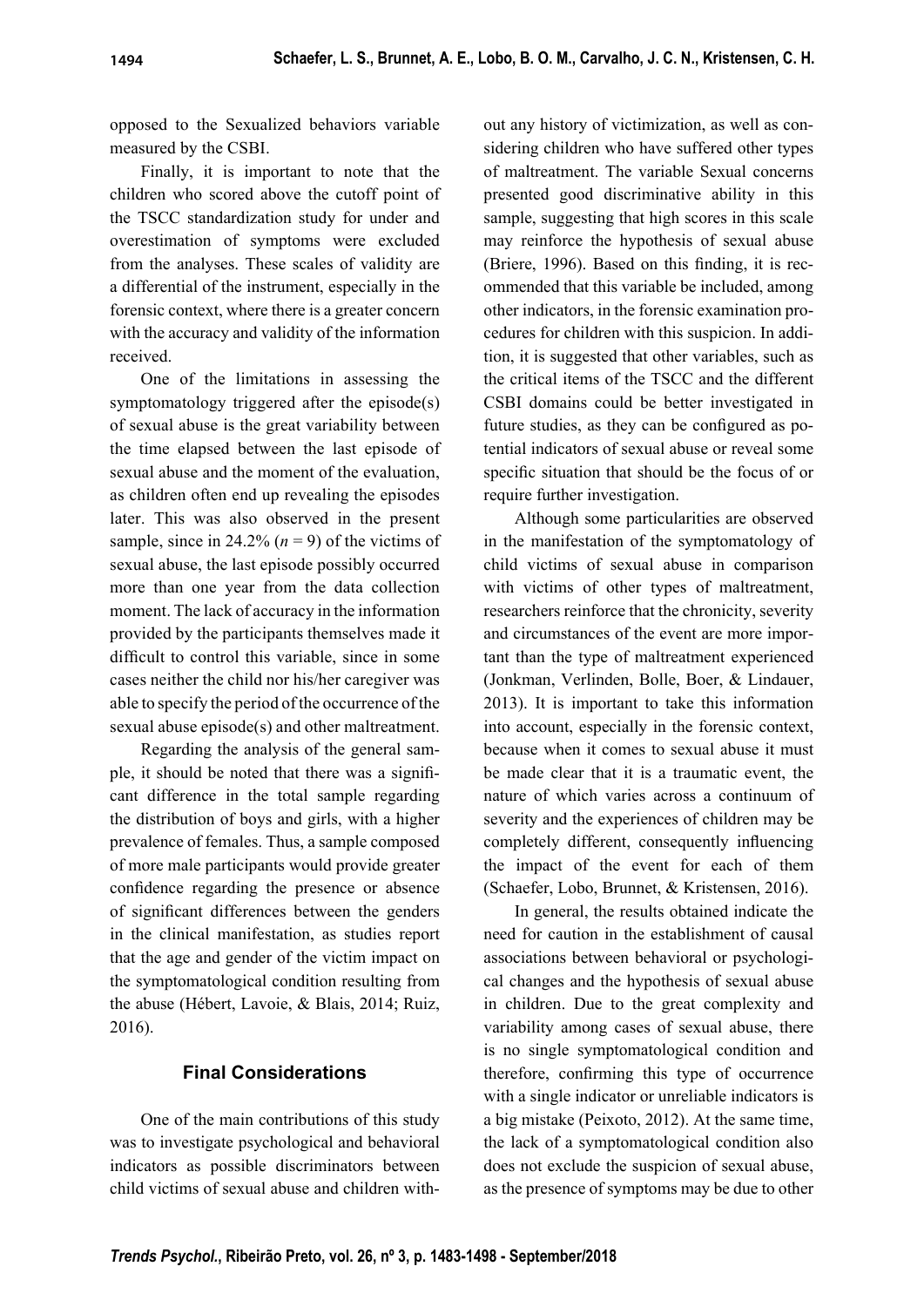opposed to the Sexualized behaviors variable measured by the CSBI.

Finally, it is important to note that the children who scored above the cutoff point of the TSCC standardization study for under and overestimation of symptoms were excluded from the analyses. These scales of validity are a differential of the instrument, especially in the forensic context, where there is a greater concern with the accuracy and validity of the information received.

One of the limitations in assessing the symptomatology triggered after the episode(s) of sexual abuse is the great variability between the time elapsed between the last episode of sexual abuse and the moment of the evaluation, as children often end up revealing the episodes later. This was also observed in the present sample, since in 24.2% (*n* = 9) of the victims of sexual abuse, the last episode possibly occurred more than one year from the data collection moment. The lack of accuracy in the information provided by the participants themselves made it difficult to control this variable, since in some cases neither the child nor his/her caregiver was able to specify the period of the occurrence of the sexual abuse episode(s) and other maltreatment.

Regarding the analysis of the general sample, it should be noted that there was a significant difference in the total sample regarding the distribution of boys and girls, with a higher prevalence of females. Thus, a sample composed of more male participants would provide greater confidence regarding the presence or absence of significant differences between the genders in the clinical manifestation, as studies report that the age and gender of the victim impact on the symptomatological condition resulting from the abuse (Hébert, Lavoie, & Blais, 2014; Ruiz, 2016).

## Final Considerations

One of the main contributions of this study was to investigate psychological and behavioral indicators as possible discriminators between child victims of sexual abuse and children without any history of victimization, as well as considering children who have suffered other types of maltreatment. The variable Sexual concerns presented good discriminative ability in this sample, suggesting that high scores in this scale may reinforce the hypothesis of sexual abuse (Briere, 1996). Based on this finding, it is recommended that this variable be included, among other indicators, in the forensic examination procedures for children with this suspicion. In addition, it is suggested that other variables, such as the critical items of the TSCC and the different CSBI domains could be better investigated in future studies, as they can be configured as potential indicators of sexual abuse or reveal some specific situation that should be the focus of or require further investigation.

Although some particularities are observed in the manifestation of the symptomatology of child victims of sexual abuse in comparison with victims of other types of maltreatment, researchers reinforce that the chronicity, severity and circumstances of the event are more important than the type of maltreatment experienced (Jonkman, Verlinden, Bolle, Boer, & Lindauer, 2013). It is important to take this information into account, especially in the forensic context, because when it comes to sexual abuse it must be made clear that it is a traumatic event, the nature of which varies across a continuum of severity and the experiences of children may be completely different, consequently influencing the impact of the event for each of them (Schaefer, Lobo, Brunnet, & Kristensen, 2016).

In general, the results obtained indicate the need for caution in the establishment of causal associations between behavioral or psychological changes and the hypothesis of sexual abuse in children. Due to the great complexity and variability among cases of sexual abuse, there is no single symptomatological condition and therefore, confirming this type of occurrence with a single indicator or unreliable indicators is a big mistake (Peixoto, 2012). At the same time, the lack of a symptomatological condition also does not exclude the suspicion of sexual abuse, as the presence of symptoms may be due to other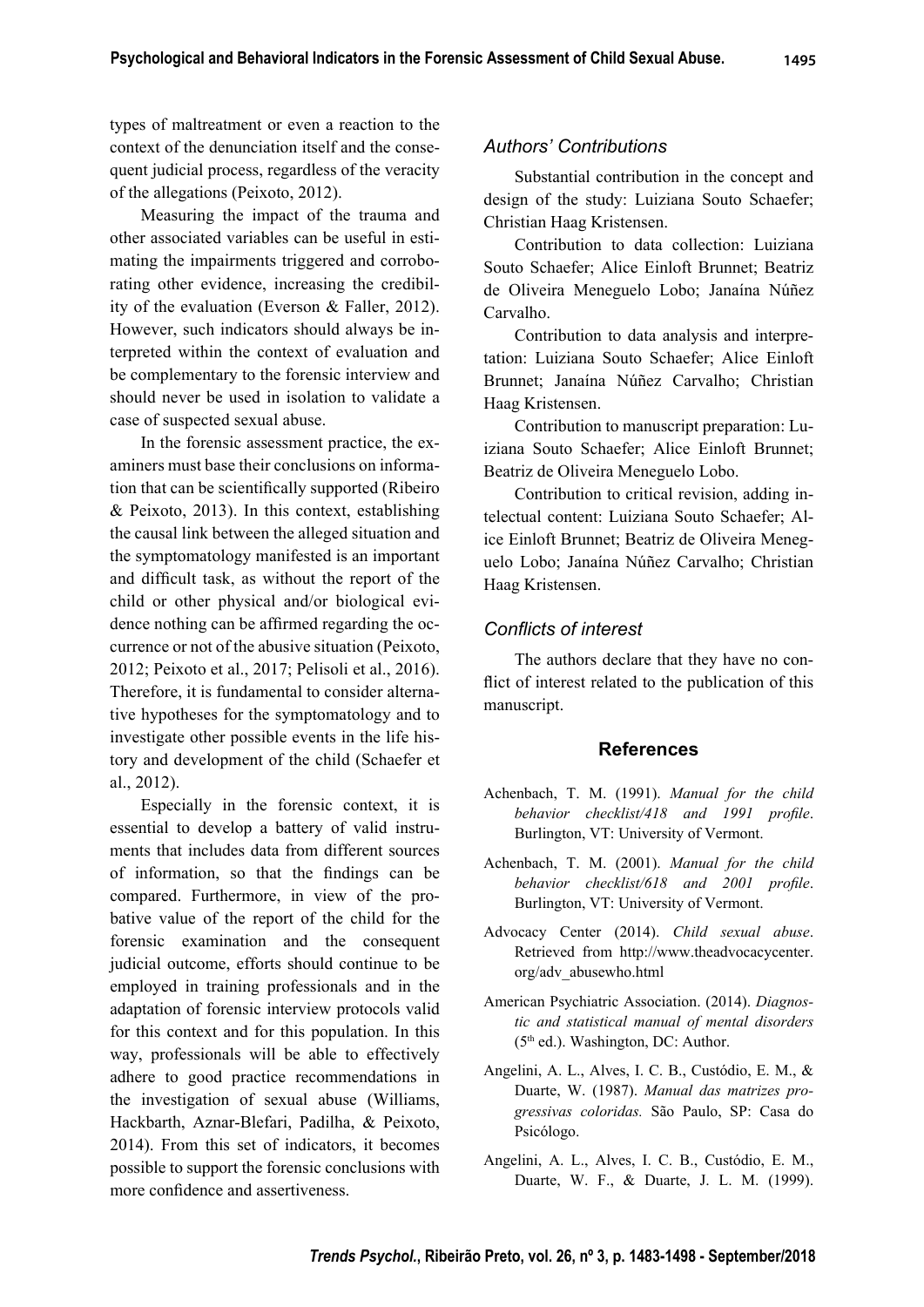types of maltreatment or even a reaction to the context of the denunciation itself and the consequent judicial process, regardless of the veracity of the allegations (Peixoto, 2012).

Measuring the impact of the trauma and other associated variables can be useful in estimating the impairments triggered and corroborating other evidence, increasing the credibility of the evaluation (Everson & Faller, 2012). However, such indicators should always be interpreted within the context of evaluation and be complementary to the forensic interview and should never be used in isolation to validate a case of suspected sexual abuse.

In the forensic assessment practice, the examiners must base their conclusions on information that can be scientifically supported (Ribeiro & Peixoto, 2013). In this context, establishing the causal link between the alleged situation and the symptomatology manifested is an important and difficult task, as without the report of the child or other physical and/or biological evidence nothing can be affirmed regarding the occurrence or not of the abusive situation (Peixoto, 2012; Peixoto et al., 2017; Pelisoli et al., 2016). Therefore, it is fundamental to consider alternative hypotheses for the symptomatology and to investigate other possible events in the life history and development of the child (Schaefer et al., 2012).

Especially in the forensic context, it is essential to develop a battery of valid instruments that includes data from different sources of information, so that the findings can be compared. Furthermore, in view of the probative value of the report of the child for the forensic examination and the consequent judicial outcome, efforts should continue to be employed in training professionals and in the adaptation of forensic interview protocols valid for this context and for this population. In this way, professionals will be able to effectively adhere to good practice recommendations in the investigation of sexual abuse (Williams, Hackbarth, Aznar-Blefari, Padilha, & Peixoto, 2014). From this set of indicators, it becomes possible to support the forensic conclusions with more confidence and assertiveness.

### *Authors' Contributions*

Substantial contribution in the concept and design of the study: Luiziana Souto Schaefer; Christian Haag Kristensen.

Contribution to data collection: Luiziana Souto Schaefer; Alice Einloft Brunnet; Beatriz de Oliveira Meneguelo Lobo; Janaína Núñez Carvalho.

Contribution to data analysis and interpretation: Luiziana Souto Schaefer; Alice Einloft Brunnet; Janaína Núñez Carvalho; Christian Haag Kristensen.

Contribution to manuscript preparation: Luiziana Souto Schaefer; Alice Einloft Brunnet; Beatriz de Oliveira Meneguelo Lobo.

Contribution to critical revision, adding intelectual content: Luiziana Souto Schaefer; Alice Einloft Brunnet; Beatriz de Oliveira Meneguelo Lobo; Janaína Núñez Carvalho; Christian Haag Kristensen.

### *Conflicts of interest*

The authors declare that they have no conflict of interest related to the publication of this manuscript.

## References

Achenbach, T. M. (1991). *Manual for the child behavior checklist/418 and 1991 profile*. Burlington, VT: University of Vermont.

Achenbach, T. M. (2001). *Manual for the child behavior checklist/618 and 2001 profile*. Burlington, VT: University of Vermont.

Advocacy Center (2014). *Child sexual abuse*. Retrieved from http://www.theadvocacycenter.org/adv_abusewho.html

American Psychiatric Association. (2014). *Diagnostic and statistical manual of mental disorders* (5th ed.). Washington, DC: Author.

Angelini, A. L., Alves, I. C. B., Custódio, E. M., & Duarte, W. (1987). *Manual das matrizes progressivas coloridas.* São Paulo, SP: Casa do Psicólogo.

Angelini, A. L., Alves, I. C. B., Custódio, E. M., Duarte, W. F., & Duarte, J. L. M. (1999).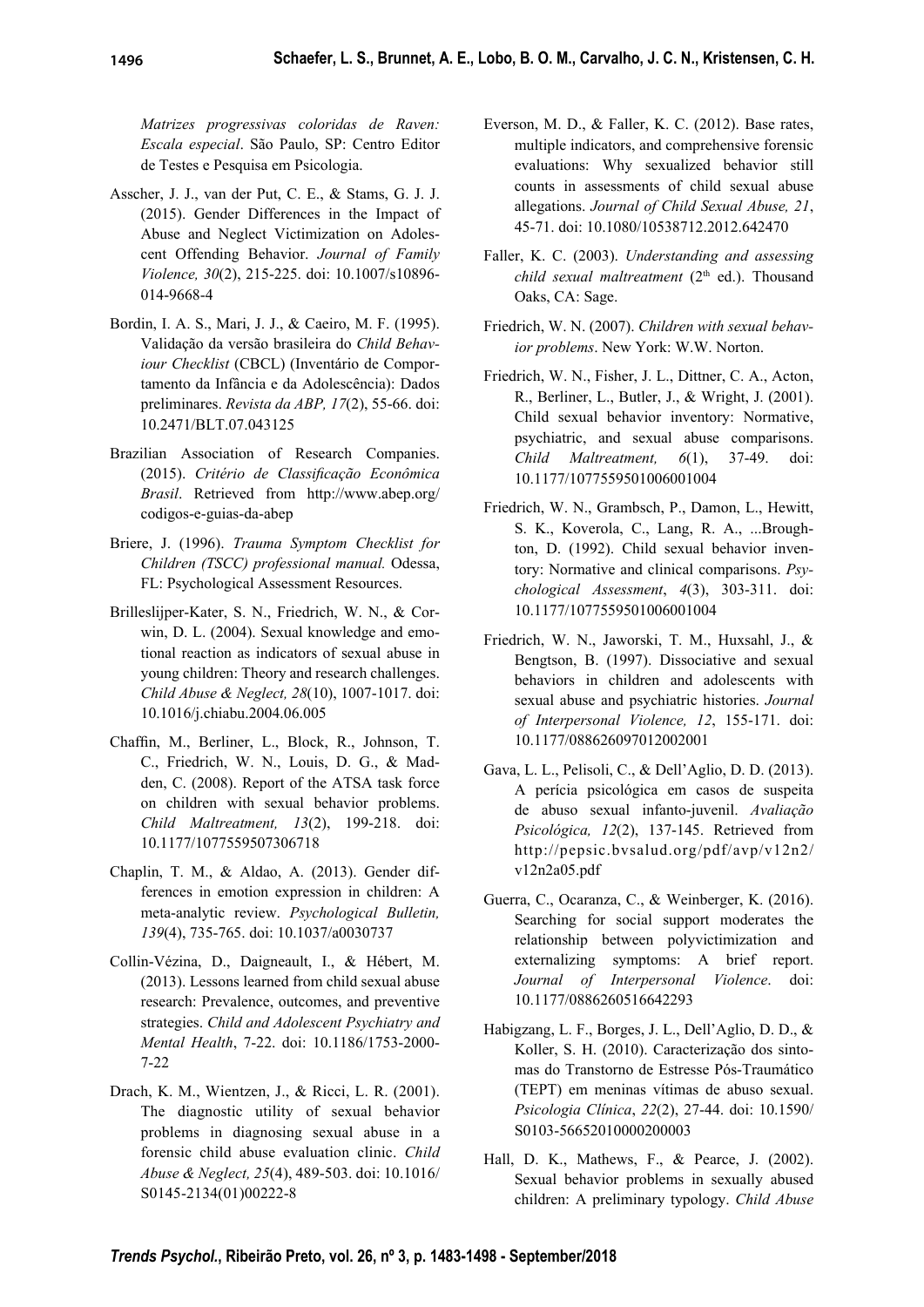*Matrizes progressivas coloridas de Raven: Escala especial*. São Paulo, SP: Centro Editor de Testes e Pesquisa em Psicologia.

Asscher, J. J., van der Put, C. E., & Stams, G. J. J. (2015). Gender Differences in the Impact of Abuse and Neglect Victimization on Adolescent Offending Behavior. *Journal of Family Violence, 30*(2), 215-225. doi: 10.1007/s10896-014-9668-4

Bordin, I. A. S., Mari, J. J., & Caeiro, M. F. (1995). Validação da versão brasileira do *Child Behaviour Checklist* (CBCL) (Inventário de Comportamento da Infância e da Adolescência): Dados preliminares. *Revista da ABP, 17*(2), 55-66. doi: 10.2471/BLT.07.043125

Brazilian Association of Research Companies. (2015). *Critério de Classificação Econômica Brasil*. Retrieved from http://www.abep.org/codigos-e-guias-da-abep

Briere, J. (1996). *Trauma Symptom Checklist for Children (TSCC) professional manual.* Odessa, FL: Psychological Assessment Resources.

Brilleslijper-Kater, S. N., Friedrich, W. N., & Corwin, D. L. (2004). Sexual knowledge and emotional reaction as indicators of sexual abuse in young children: Theory and research challenges. *Child Abuse & Neglect, 28*(10), 1007-1017. doi: 10.1016/j.chiabu.2004.06.005

Chaffin, M., Berliner, L., Block, R., Johnson, T. C., Friedrich, W. N., Louis, D. G., & Madden, C. (2008). Report of the ATSA task force on children with sexual behavior problems. *Child Maltreatment, 13*(2), 199-218. doi: 10.1177/1077559507306718

Chaplin, T. M., & Aldao, A. (2013). Gender differences in emotion expression in children: A meta-analytic review. *Psychological Bulletin, 139*(4), 735-765. doi: 10.1037/a0030737

Collin-Vézina, D., Daigneault, I., & Hébert, M. (2013). Lessons learned from child sexual abuse research: Prevalence, outcomes, and preventive strategies. *Child and Adolescent Psychiatry and Mental Health*, 7-22. doi: 10.1186/1753-2000-7-22

Drach, K. M., Wientzen, J., & Ricci, L. R. (2001). The diagnostic utility of sexual behavior problems in diagnosing sexual abuse in a forensic child abuse evaluation clinic. *Child Abuse & Neglect, 25*(4), 489-503. doi: 10.1016/S0145-2134(01)00222-8

Everson, M. D., & Faller, K. C. (2012). Base rates, multiple indicators, and comprehensive forensic evaluations: Why sexualized behavior still counts in assessments of child sexual abuse allegations. *Journal of Child Sexual Abuse, 21*, 45-71. doi: 10.1080/10538712.2012.642470

Faller, K. C. (2003). *Understanding and assessing child sexual maltreatment* (2th ed.). Thousand Oaks, CA: Sage.

Friedrich, W. N. (2007). *Children with sexual behavior problems*. New York: W.W. Norton.

Friedrich, W. N., Fisher, J. L., Dittner, C. A., Acton, R., Berliner, L., Butler, J., & Wright, J. (2001). Child sexual behavior inventory: Normative, psychiatric, and sexual abuse comparisons. *Child Maltreatment, 6*(1), 37-49. doi: 10.1177/1077559501006001004

Friedrich, W. N., Grambsch, P., Damon, L., Hewitt, S. K., Koverola, C., Lang, R. A., ...Broughton, D. (1992). Child sexual behavior inventory: Normative and clinical comparisons. *Psychological Assessment*, *4*(3), 303-311. doi: 10.1177/1077559501006001004

Friedrich, W. N., Jaworski, T. M., Huxsahl, J., & Bengtson, B. (1997). Dissociative and sexual behaviors in children and adolescents with sexual abuse and psychiatric histories. *Journal of Interpersonal Violence, 12*, 155-171. doi: 10.1177/088626097012002001

Gava, L. L., Pelisoli, C., & Dell'Aglio, D. D. (2013). A perícia psicológica em casos de suspeita de abuso sexual infanto-juvenil. *Avaliação Psicológica, 12*(2), 137-145. Retrieved from http://pepsic.bvsalud.org/pdf/avp/v12n2/v12n2a05.pdf

Guerra, C., Ocaranza, C., & Weinberger, K. (2016). Searching for social support moderates the relationship between polyvictimization and externalizing symptoms: A brief report. *Journal of Interpersonal Violence*. doi: 10.1177/0886260516642293

Habigzang, L. F., Borges, J. L., Dell'Aglio, D. D., & Koller, S. H. (2010). Caracterização dos sintomas do Transtorno de Estresse Pós-Traumático (TEPT) em meninas vítimas de abuso sexual. *Psicologia Clínica*, *22*(2), 27-44. doi: 10.1590/S0103-56652010000200003

Hall, D. K., Mathews, F., & Pearce, J. (2002). Sexual behavior problems in sexually abused children: A preliminary typology. *Child Abuse*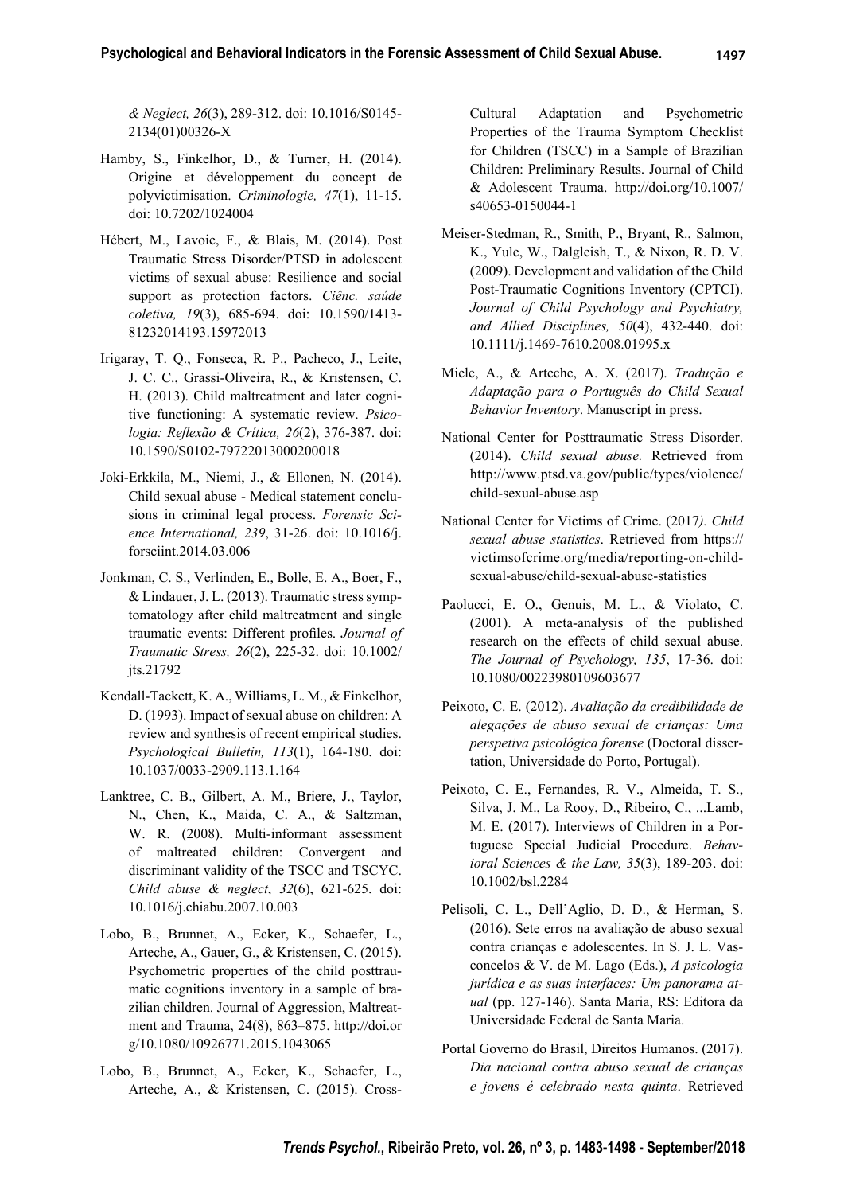*& Neglect, 26*(3), 289-312. doi: 10.1016/S0145-2134(01)00326-X

Hamby, S., Finkelhor, D., & Turner, H. (2014). Origine et développement du concept de polyvictimisation. *Criminologie, 47*(1), 11-15. doi: 10.7202/1024004

Hébert, M., Lavoie, F., & Blais, M. (2014). Post Traumatic Stress Disorder/PTSD in adolescent victims of sexual abuse: Resilience and social support as protection factors. *Ciênc. saúde coletiva, 19*(3), 685-694. doi: 10.1590/1413-81232014193.15972013

Irigaray, T. Q., Fonseca, R. P., Pacheco, J., Leite, J. C. C., Grassi-Oliveira, R., & Kristensen, C. H. (2013). Child maltreatment and later cognitive functioning: A systematic review. *Psicologia: Reflexão & Crítica, 26*(2), 376-387. doi: 10.1590/S0102-79722013000200018

Joki-Erkkila, M., Niemi, J., & Ellonen, N. (2014). Child sexual abuse - Medical statement conclusions in criminal legal process. *Forensic Science International, 239*, 31-26. doi: 10.1016/j.forsciint.2014.03.006

Jonkman, C. S., Verlinden, E., Bolle, E. A., Boer, F., & Lindauer, J. L. (2013). Traumatic stress symptomatology after child maltreatment and single traumatic events: Different profiles. *Journal of Traumatic Stress, 26*(2), 225-32. doi: 10.1002/jts.21792

Kendall-Tackett, K. A., Williams, L. M., & Finkelhor, D. (1993). Impact of sexual abuse on children: A review and synthesis of recent empirical studies. *Psychological Bulletin, 113*(1), 164-180. doi: 10.1037/0033-2909.113.1.164

Lanktree, C. B., Gilbert, A. M., Briere, J., Taylor, N., Chen, K., Maida, C. A., & Saltzman, W. R. (2008). Multi-informant assessment of maltreated children: Convergent and discriminant validity of the TSCC and TSCYC. *Child abuse & neglect*, *32*(6), 621-625. doi: 10.1016/j.chiabu.2007.10.003

Lobo, B., Brunnet, A., Ecker, K., Schaefer, L., Arteche, A., Gauer, G., & Kristensen, C. (2015). Psychometric properties of the child posttraumatic cognitions inventory in a sample of brazilian children. Journal of Aggression, Maltreatment and Trauma, 24(8), 863–875. http://doi.org/10.1080/10926771.2015.1043065

Lobo, B., Brunnet, A., Ecker, K., Schaefer, L., Arteche, A., & Kristensen, C. (2015). Cross-Cultural Adaptation and Psychometric Properties of the Trauma Symptom Checklist for Children (TSCC) in a Sample of Brazilian Children: Preliminary Results. Journal of Child & Adolescent Trauma. http://doi.org/10.1007/s40653-0150044-1

Meiser-Stedman, R., Smith, P., Bryant, R., Salmon, K., Yule, W., Dalgleish, T., & Nixon, R. D. V. (2009). Development and validation of the Child Post-Traumatic Cognitions Inventory (CPTCI). *Journal of Child Psychology and Psychiatry, and Allied Disciplines, 50*(4), 432-440. doi: 10.1111/j.1469-7610.2008.01995.x

Miele, A., & Arteche, A. X. (2017). *Tradução e Adaptação para o Português do Child Sexual Behavior Inventory*. Manuscript in press.

National Center for Posttraumatic Stress Disorder. (2014). *Child sexual abuse.* Retrieved from http://www.ptsd.va.gov/public/types/violence/child-sexual-abuse.asp

National Center for Victims of Crime. (2017*). Child sexual abuse statistics*. Retrieved from https://victimsofcrime.org/media/reporting-on-child-sexual-abuse/child-sexual-abuse-statistics

Paolucci, E. O., Genuis, M. L., & Violato, C. (2001). A meta-analysis of the published research on the effects of child sexual abuse. *The Journal of Psychology, 135*, 17-36. doi: 10.1080/00223980109603677

Peixoto, C. E. (2012). *Avaliação da credibilidade de alegações de abuso sexual de crianças: Uma perspetiva psicológica forense* (Doctoral dissertation, Universidade do Porto, Portugal).

Peixoto, C. E., Fernandes, R. V., Almeida, T. S., Silva, J. M., La Rooy, D., Ribeiro, C., ...Lamb, M. E. (2017). Interviews of Children in a Portuguese Special Judicial Procedure. *Behavioral Sciences & the Law, 35*(3), 189-203. doi: 10.1002/bsl.2284

Pelisoli, C. L., Dell'Aglio, D. D., & Herman, S. (2016). Sete erros na avaliação de abuso sexual contra crianças e adolescentes. In S. J. L. Vasconcelos & V. de M. Lago (Eds.), *A psicologia jurídica e as suas interfaces: Um panorama atual* (pp. 127-146). Santa Maria, RS: Editora da Universidade Federal de Santa Maria.

Portal Governo do Brasil, Direitos Humanos. (2017). *Dia nacional contra abuso sexual de crianças e jovens é celebrado nesta quinta*. Retrieved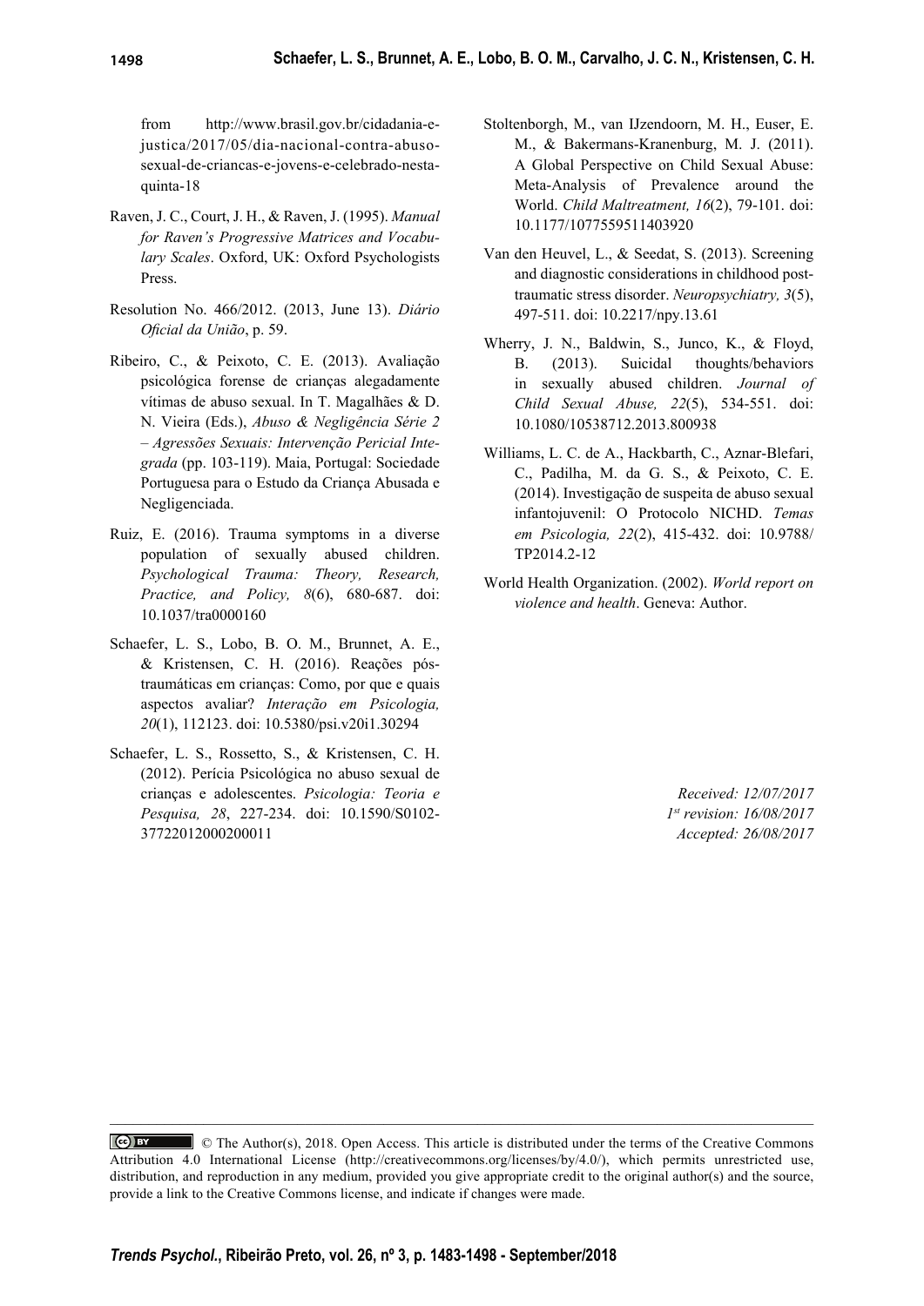from http://www.brasil.gov.br/cidadania-e-justica/2017/05/dia-nacional-contra-abuso-sexual-de-criancas-e-jovens-e-celebrado-nesta-quinta-18

Raven, J. C., Court, J. H., & Raven, J. (1995). *Manual for Raven's Progressive Matrices and Vocabulary Scales*. Oxford, UK: Oxford Psychologists Press.

Resolution No. 466/2012. (2013, June 13). *Diário Oficial da União*, p. 59.

Ribeiro, C., & Peixoto, C. E. (2013). Avaliação psicológica forense de crianças alegadamente vítimas de abuso sexual. In T. Magalhães & D. N. Vieira (Eds.), *Abuso & Negligência Série 2 – Agressões Sexuais: Intervenção Pericial Integrada* (pp. 103-119). Maia, Portugal: Sociedade Portuguesa para o Estudo da Criança Abusada e Negligenciada.

Ruiz, E. (2016). Trauma symptoms in a diverse population of sexually abused children. *Psychological Trauma: Theory, Research, Practice, and Policy, 8*(6), 680-687. doi: 10.1037/tra0000160

Schaefer, L. S., Lobo, B. O. M., Brunnet, A. E., & Kristensen, C. H. (2016). Reações pós-traumáticas em crianças: Como, por que e quais aspectos avaliar? *Interação em Psicologia, 20*(1), 112123. doi: 10.5380/psi.v20i1.30294

Schaefer, L. S., Rossetto, S., & Kristensen, C. H. (2012). Perícia Psicológica no abuso sexual de crianças e adolescentes. *Psicologia: Teoria e Pesquisa, 28*, 227-234. doi: 10.1590/S0102-37722012000200011

Stoltenborgh, M., van IJzendoorn, M. H., Euser, E. M., & Bakermans-Kranenburg, M. J. (2011). A Global Perspective on Child Sexual Abuse: Meta-Analysis of Prevalence around the World. *Child Maltreatment, 16*(2), 79-101. doi: 10.1177/1077559511403920

Van den Heuvel, L., & Seedat, S. (2013). Screening and diagnostic considerations in childhood post-traumatic stress disorder. *Neuropsychiatry, 3*(5), 497-511. doi: 10.2217/npy.13.61

Wherry, J. N., Baldwin, S., Junco, K., & Floyd, B. (2013). Suicidal thoughts/behaviors in sexually abused children. *Journal of Child Sexual Abuse, 22*(5), 534-551. doi: 10.1080/10538712.2013.800938

Williams, L. C. de A., Hackbarth, C., Aznar-Blefari, C., Padilha, M. da G. S., & Peixoto, C. E. (2014). Investigação de suspeita de abuso sexual infantojuvenil: O Protocolo NICHD. *Temas em Psicologia, 22*(2), 415-432. doi: 10.9788/TP2014.2-12

World Health Organization. (2002). *World report on violence and health*. Geneva: Author.

*Received: 12/07/2017*
*1st revision: 16/08/2017*
*Accepted: 26/08/2017*

© The Author(s), 2018. Open Access. This article is distributed under the terms of the Creative Commons Attribution 4.0 International License (http://creativecommons.org/licenses/by/4.0/), which permits unrestricted use, distribution, and reproduction in any medium, provided you give appropriate credit to the original author(s) and the source, provide a link to the Creative Commons license, and indicate if changes were made.